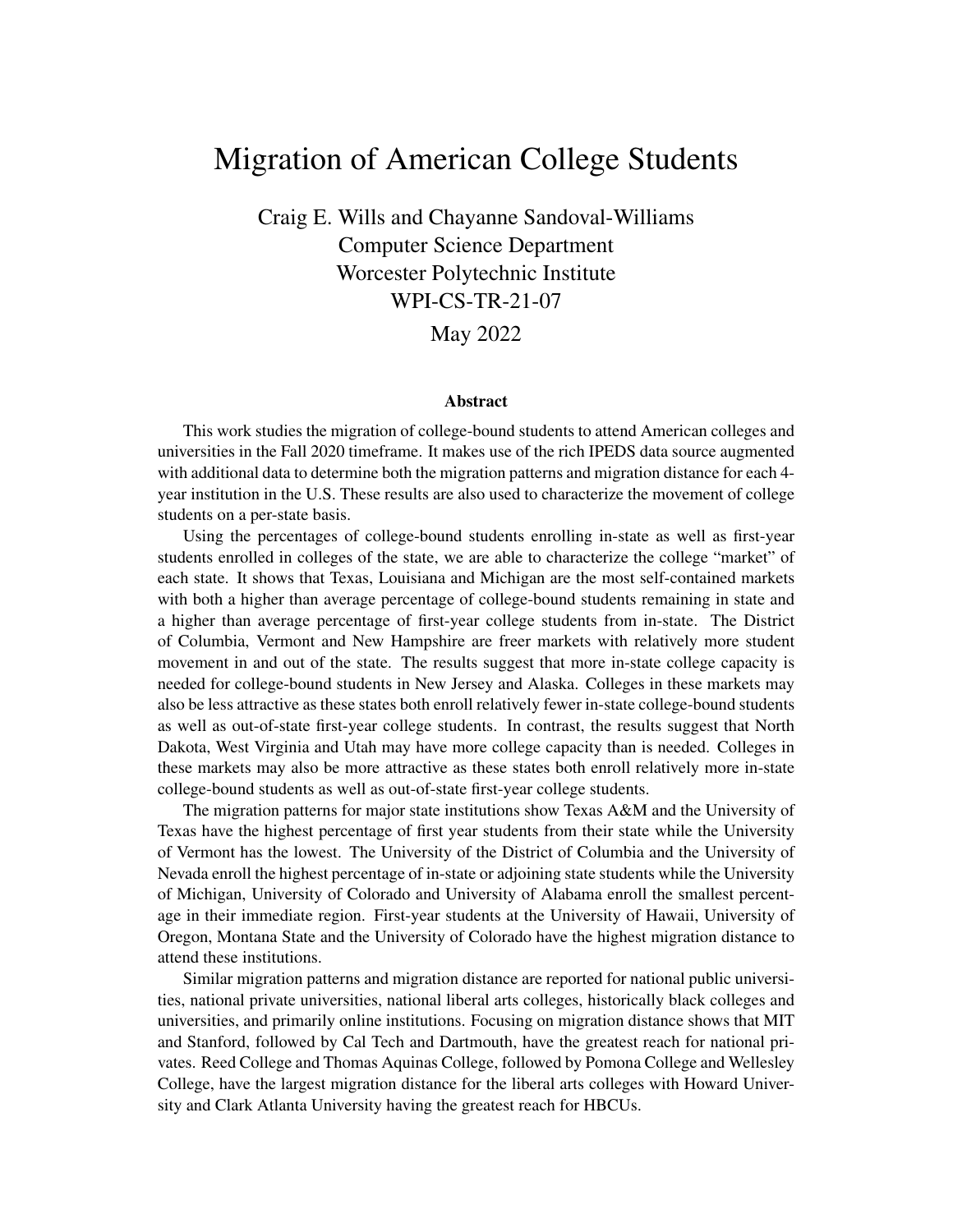# Migration of American College Students

Craig E. Wills and Chayanne Sandoval-Williams
Computer Science Department
Worcester Polytechnic Institute
WPI-CS-TR-21-07

May 2022

### Abstract

This work studies the migration of college-bound students to attend American colleges and universities in the Fall 2020 timeframe. It makes use of the rich IPEDS data source augmented with additional data to determine both the migration patterns and migration distance for each 4-year institution in the U.S. These results are also used to characterize the movement of college students on a per-state basis.

Using the percentages of college-bound students enrolling in-state as well as first-year students enrolled in colleges of the state, we are able to characterize the college "market" of each state. It shows that Texas, Louisiana and Michigan are the most self-contained markets with both a higher than average percentage of college-bound students remaining in state and a higher than average percentage of first-year college students from in-state. The District of Columbia, Vermont and New Hampshire are freer markets with relatively more student movement in and out of the state. The results suggest that more in-state college capacity is needed for college-bound students in New Jersey and Alaska. Colleges in these markets may also be less attractive as these states both enroll relatively fewer in-state college-bound students as well as out-of-state first-year college students. In contrast, the results suggest that North Dakota, West Virginia and Utah may have more college capacity than is needed. Colleges in these markets may also be more attractive as these states both enroll relatively more in-state college-bound students as well as out-of-state first-year college students.

The migration patterns for major state institutions show Texas A&M and the University of Texas have the highest percentage of first year students from their state while the University of Vermont has the lowest. The University of the District of Columbia and the University of Nevada enroll the highest percentage of in-state or adjoining state students while the University of Michigan, University of Colorado and University of Alabama enroll the smallest percentage in their immediate region. First-year students at the University of Hawaii, University of Oregon, Montana State and the University of Colorado have the highest migration distance to attend these institutions.

Similar migration patterns and migration distance are reported for national public universities, national private universities, national liberal arts colleges, historically black colleges and universities, and primarily online institutions. Focusing on migration distance shows that MIT and Stanford, followed by Cal Tech and Dartmouth, have the greatest reach for national privates. Reed College and Thomas Aquinas College, followed by Pomona College and Wellesley College, have the largest migration distance for the liberal arts colleges with Howard University and Clark Atlanta University having the greatest reach for HBCUs.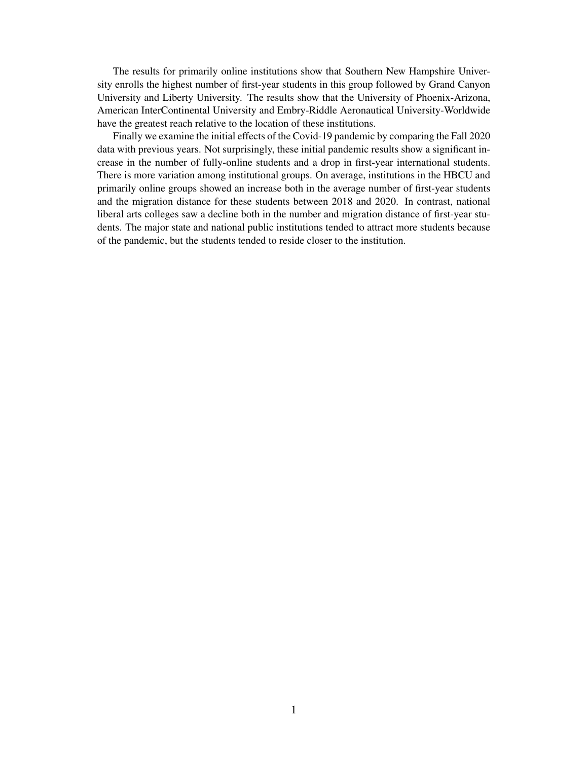The results for primarily online institutions show that Southern New Hampshire University enrolls the highest number of first-year students in this group followed by Grand Canyon University and Liberty University. The results show that the University of Phoenix-Arizona, American InterContinental University and Embry-Riddle Aeronautical University-Worldwide have the greatest reach relative to the location of these institutions.

Finally we examine the initial effects of the Covid-19 pandemic by comparing the Fall 2020 data with previous years. Not surprisingly, these initial pandemic results show a significant increase in the number of fully-online students and a drop in first-year international students. There is more variation among institutional groups. On average, institutions in the HBCU and primarily online groups showed an increase both in the average number of first-year students and the migration distance for these students between 2018 and 2020. In contrast, national liberal arts colleges saw a decline both in the number and migration distance of first-year students. The major state and national public institutions tended to attract more students because of the pandemic, but the students tended to reside closer to the institution.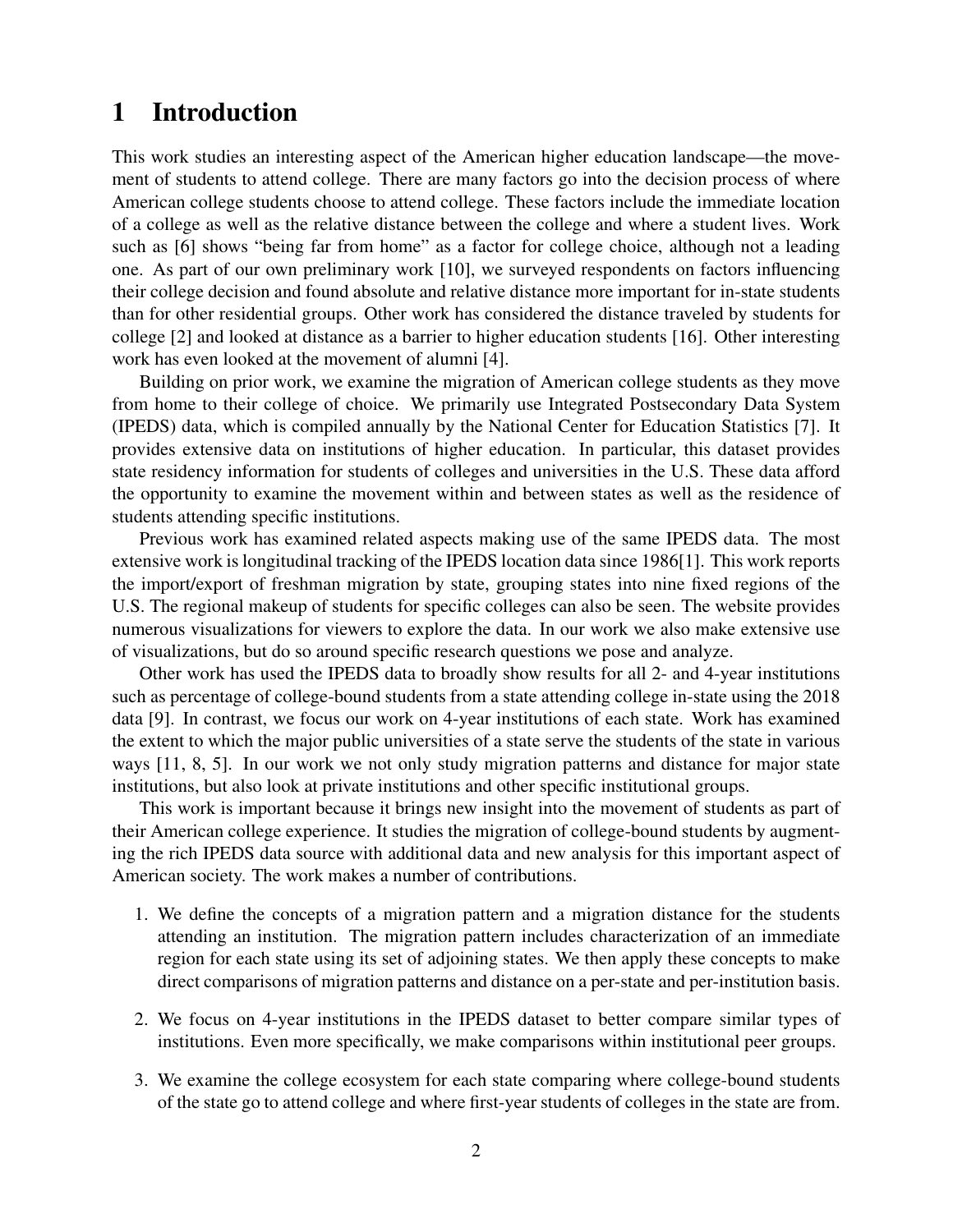# 1 Introduction

This work studies an interesting aspect of the American higher education landscape—the movement of students to attend college. There are many factors go into the decision process of where American college students choose to attend college. These factors include the immediate location of a college as well as the relative distance between the college and where a student lives. Work such as [6] shows "being far from home" as a factor for college choice, although not a leading one. As part of our own preliminary work [10], we surveyed respondents on factors influencing their college decision and found absolute and relative distance more important for in-state students than for other residential groups. Other work has considered the distance traveled by students for college [2] and looked at distance as a barrier to higher education students [16]. Other interesting work has even looked at the movement of alumni [4].

Building on prior work, we examine the migration of American college students as they move from home to their college of choice. We primarily use Integrated Postsecondary Data System (IPEDS) data, which is compiled annually by the National Center for Education Statistics [7]. It provides extensive data on institutions of higher education. In particular, this dataset provides state residency information for students of colleges and universities in the U.S. These data afford the opportunity to examine the movement within and between states as well as the residence of students attending specific institutions.

Previous work has examined related aspects making use of the same IPEDS data. The most extensive work is longitudinal tracking of the IPEDS location data since 1986[1]. This work reports the import/export of freshman migration by state, grouping states into nine fixed regions of the U.S. The regional makeup of students for specific colleges can also be seen. The website provides numerous visualizations for viewers to explore the data. In our work we also make extensive use of visualizations, but do so around specific research questions we pose and analyze.

Other work has used the IPEDS data to broadly show results for all 2- and 4-year institutions such as percentage of college-bound students from a state attending college in-state using the 2018 data [9]. In contrast, we focus our work on 4-year institutions of each state. Work has examined the extent to which the major public universities of a state serve the students of the state in various ways [11, 8, 5]. In our work we not only study migration patterns and distance for major state institutions, but also look at private institutions and other specific institutional groups.

This work is important because it brings new insight into the movement of students as part of their American college experience. It studies the migration of college-bound students by augmenting the rich IPEDS data source with additional data and new analysis for this important aspect of American society. The work makes a number of contributions.

1. We define the concepts of a migration pattern and a migration distance for the students attending an institution. The migration pattern includes characterization of an immediate region for each state using its set of adjoining states. We then apply these concepts to make direct comparisons of migration patterns and distance on a per-state and per-institution basis.
2. We focus on 4-year institutions in the IPEDS dataset to better compare similar types of institutions. Even more specifically, we make comparisons within institutional peer groups.
3. We examine the college ecosystem for each state comparing where college-bound students of the state go to attend college and where first-year students of colleges in the state are from.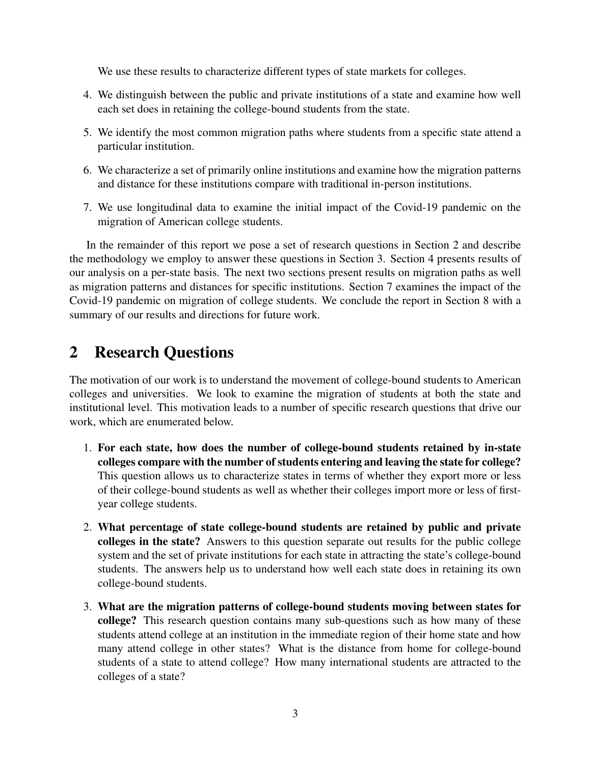We use these results to characterize different types of state markets for colleges.

4. We distinguish between the public and private institutions of a state and examine how well each set does in retaining the college-bound students from the state.
5. We identify the most common migration paths where students from a specific state attend a particular institution.
6. We characterize a set of primarily online institutions and examine how the migration patterns and distance for these institutions compare with traditional in-person institutions.
7. We use longitudinal data to examine the initial impact of the Covid-19 pandemic on the migration of American college students.

In the remainder of this report we pose a set of research questions in Section 2 and describe the methodology we employ to answer these questions in Section 3. Section 4 presents results of our analysis on a per-state basis. The next two sections present results on migration paths as well as migration patterns and distances for specific institutions. Section 7 examines the impact of the Covid-19 pandemic on migration of college students. We conclude the report in Section 8 with a summary of our results and directions for future work.

## 2 Research Questions

The motivation of our work is to understand the movement of college-bound students to American colleges and universities. We look to examine the migration of students at both the state and institutional level. This motivation leads to a number of specific research questions that drive our work, which are enumerated below.

1. **For each state, how does the number of college-bound students retained by in-state colleges compare with the number of students entering and leaving the state for college?** This question allows us to characterize states in terms of whether they export more or less of their college-bound students as well as whether their colleges import more or less of first-year college students.
2. **What percentage of state college-bound students are retained by public and private colleges in the state?** Answers to this question separate out results for the public college system and the set of private institutions for each state in attracting the state's college-bound students. The answers help us to understand how well each state does in retaining its own college-bound students.
3. **What are the migration patterns of college-bound students moving between states for college?** This research question contains many sub-questions such as how many of these students attend college at an institution in the immediate region of their home state and how many attend college in other states? What is the distance from home for college-bound students of a state to attend college? How many international students are attracted to the colleges of a state?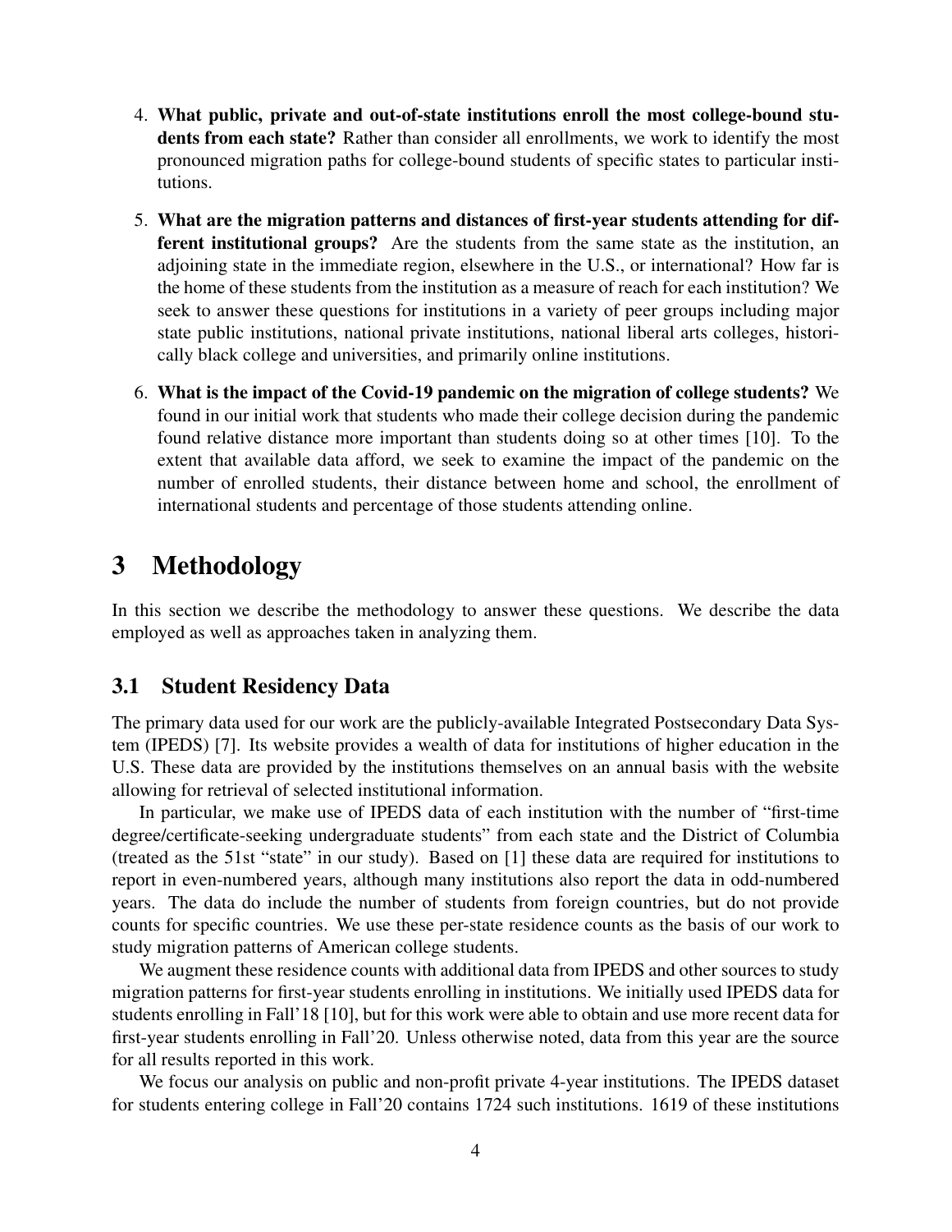4. **What public, private and out-of-state institutions enroll the most college-bound students from each state?** Rather than consider all enrollments, we work to identify the most pronounced migration paths for college-bound students of specific states to particular institutions.

5. **What are the migration patterns and distances of first-year students attending for different institutional groups?** Are the students from the same state as the institution, an adjoining state in the immediate region, elsewhere in the U.S., or international? How far is the home of these students from the institution as a measure of reach for each institution? We seek to answer these questions for institutions in a variety of peer groups including major state public institutions, national private institutions, national liberal arts colleges, historically black college and universities, and primarily online institutions.

6. **What is the impact of the Covid-19 pandemic on the migration of college students?** We found in our initial work that students who made their college decision during the pandemic found relative distance more important than students doing so at other times [10]. To the extent that available data afford, we seek to examine the impact of the pandemic on the number of enrolled students, their distance between home and school, the enrollment of international students and percentage of those students attending online.

# 3 Methodology

In this section we describe the methodology to answer these questions. We describe the data employed as well as approaches taken in analyzing them.

## 3.1 Student Residency Data

The primary data used for our work are the publicly-available Integrated Postsecondary Data System (IPEDS) [7]. Its website provides a wealth of data for institutions of higher education in the U.S. These data are provided by the institutions themselves on an annual basis with the website allowing for retrieval of selected institutional information.

In particular, we make use of IPEDS data of each institution with the number of "first-time degree/certificate-seeking undergraduate students" from each state and the District of Columbia (treated as the 51st "state" in our study). Based on [1] these data are required for institutions to report in even-numbered years, although many institutions also report the data in odd-numbered years. The data do include the number of students from foreign countries, but do not provide counts for specific countries. We use these per-state residence counts as the basis of our work to study migration patterns of American college students.

We augment these residence counts with additional data from IPEDS and other sources to study migration patterns for first-year students enrolling in institutions. We initially used IPEDS data for students enrolling in Fall'18 [10], but for this work were able to obtain and use more recent data for first-year students enrolling in Fall'20. Unless otherwise noted, data from this year are the source for all results reported in this work.

We focus our analysis on public and non-profit private 4-year institutions. The IPEDS dataset for students entering college in Fall'20 contains 1724 such institutions. 1619 of these institutions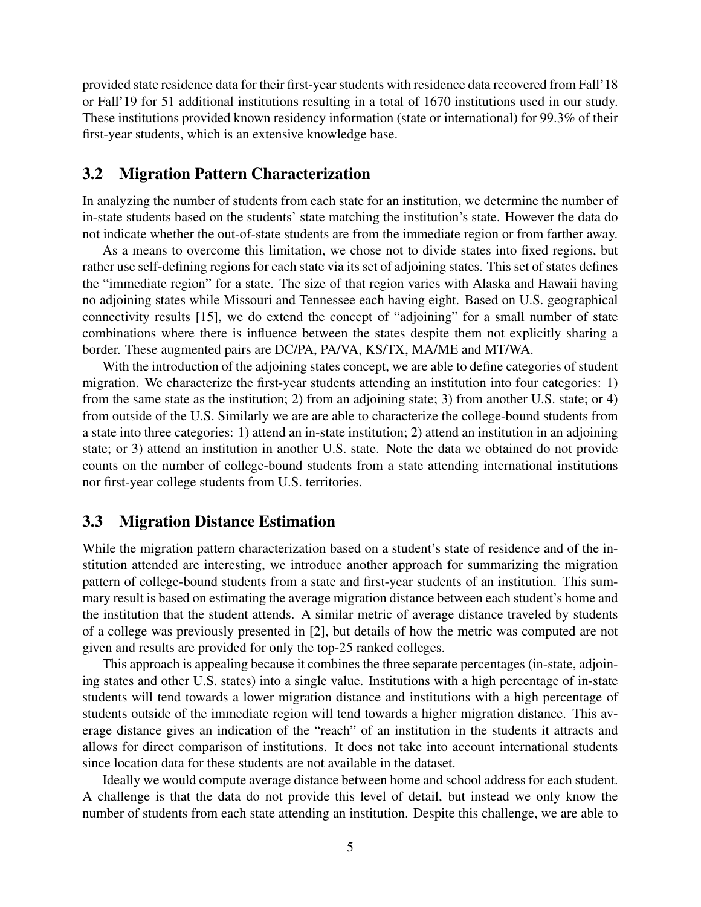provided state residence data for their first-year students with residence data recovered from Fall'18 or Fall'19 for 51 additional institutions resulting in a total of 1670 institutions used in our study. These institutions provided known residency information (state or international) for 99.3% of their first-year students, which is an extensive knowledge base.

## 3.2 Migration Pattern Characterization

In analyzing the number of students from each state for an institution, we determine the number of in-state students based on the students' state matching the institution's state. However the data do not indicate whether the out-of-state students are from the immediate region or from farther away.

As a means to overcome this limitation, we chose not to divide states into fixed regions, but rather use self-defining regions for each state via its set of adjoining states. This set of states defines the "immediate region" for a state. The size of that region varies with Alaska and Hawaii having no adjoining states while Missouri and Tennessee each having eight. Based on U.S. geographical connectivity results [15], we do extend the concept of "adjoining" for a small number of state combinations where there is influence between the states despite them not explicitly sharing a border. These augmented pairs are DC/PA, PA/VA, KS/TX, MA/ME and MT/WA.

With the introduction of the adjoining states concept, we are able to define categories of student migration. We characterize the first-year students attending an institution into four categories: 1) from the same state as the institution; 2) from an adjoining state; 3) from another U.S. state; or 4) from outside of the U.S. Similarly we are are able to characterize the college-bound students from a state into three categories: 1) attend an in-state institution; 2) attend an institution in an adjoining state; or 3) attend an institution in another U.S. state. Note the data we obtained do not provide counts on the number of college-bound students from a state attending international institutions nor first-year college students from U.S. territories.

## 3.3 Migration Distance Estimation

While the migration pattern characterization based on a student's state of residence and of the institution attended are interesting, we introduce another approach for summarizing the migration pattern of college-bound students from a state and first-year students of an institution. This summary result is based on estimating the average migration distance between each student's home and the institution that the student attends. A similar metric of average distance traveled by students of a college was previously presented in [2], but details of how the metric was computed are not given and results are provided for only the top-25 ranked colleges.

This approach is appealing because it combines the three separate percentages (in-state, adjoining states and other U.S. states) into a single value. Institutions with a high percentage of in-state students will tend towards a lower migration distance and institutions with a high percentage of students outside of the immediate region will tend towards a higher migration distance. This average distance gives an indication of the "reach" of an institution in the students it attracts and allows for direct comparison of institutions. It does not take into account international students since location data for these students are not available in the dataset.

Ideally we would compute average distance between home and school address for each student. A challenge is that the data do not provide this level of detail, but instead we only know the number of students from each state attending an institution. Despite this challenge, we are able to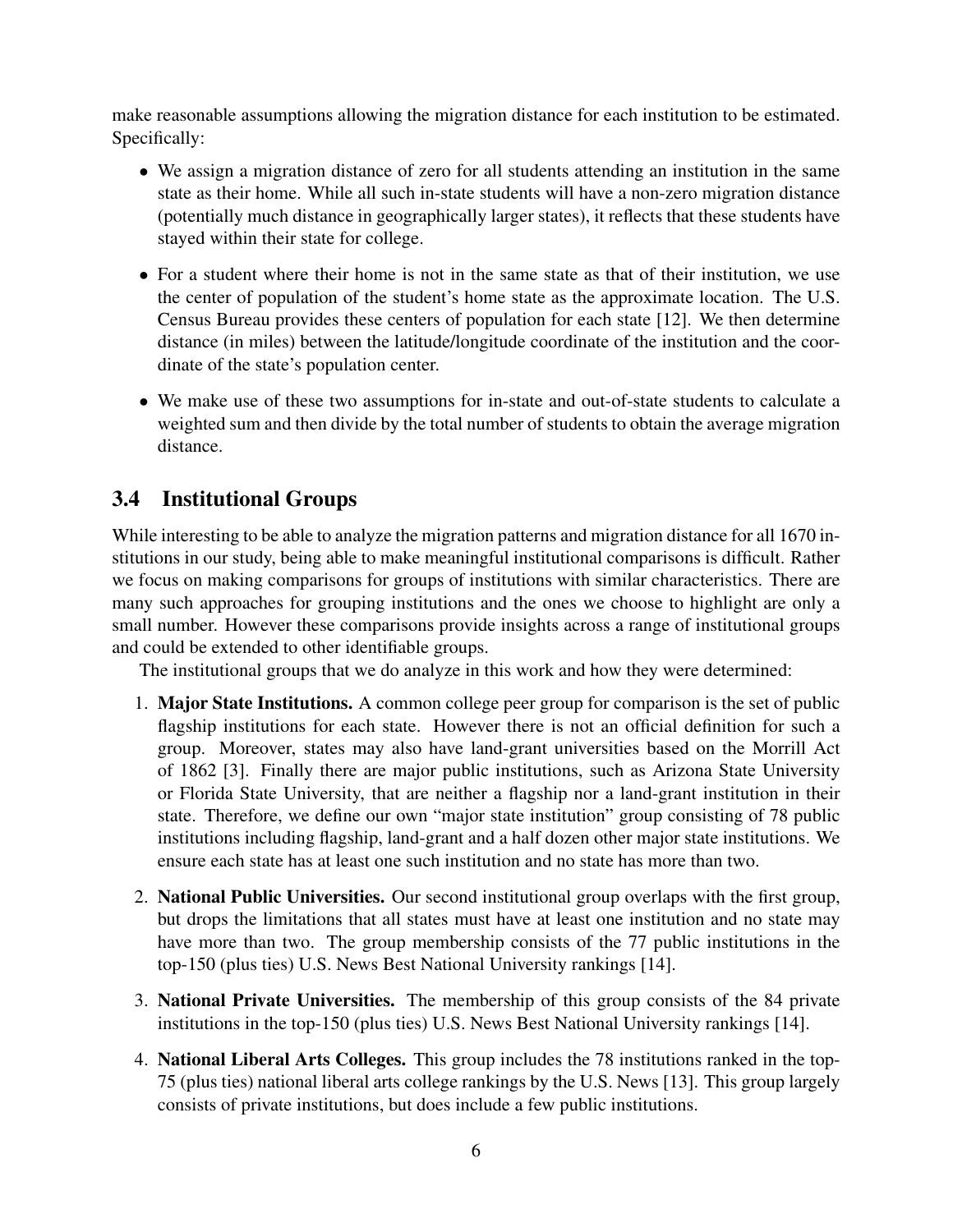make reasonable assumptions allowing the migration distance for each institution to be estimated. Specifically:

- We assign a migration distance of zero for all students attending an institution in the same state as their home. While all such in-state students will have a non-zero migration distance (potentially much distance in geographically larger states), it reflects that these students have stayed within their state for college.
- For a student where their home is not in the same state as that of their institution, we use the center of population of the student's home state as the approximate location. The U.S. Census Bureau provides these centers of population for each state [12]. We then determine distance (in miles) between the latitude/longitude coordinate of the institution and the coordinate of the state's population center.
- We make use of these two assumptions for in-state and out-of-state students to calculate a weighted sum and then divide by the total number of students to obtain the average migration distance.

### 3.4 Institutional Groups

While interesting to be able to analyze the migration patterns and migration distance for all 1670 institutions in our study, being able to make meaningful institutional comparisons is difficult. Rather we focus on making comparisons for groups of institutions with similar characteristics. There are many such approaches for grouping institutions and the ones we choose to highlight are only a small number. However these comparisons provide insights across a range of institutional groups and could be extended to other identifiable groups.

The institutional groups that we do analyze in this work and how they were determined:

1. **Major State Institutions.** A common college peer group for comparison is the set of public flagship institutions for each state. However there is not an official definition for such a group. Moreover, states may also have land-grant universities based on the Morrill Act of 1862 [3]. Finally there are major public institutions, such as Arizona State University or Florida State University, that are neither a flagship nor a land-grant institution in their state. Therefore, we define our own "major state institution" group consisting of 78 public institutions including flagship, land-grant and a half dozen other major state institutions. We ensure each state has at least one such institution and no state has more than two.
2. **National Public Universities.** Our second institutional group overlaps with the first group, but drops the limitations that all states must have at least one institution and no state may have more than two. The group membership consists of the 77 public institutions in the top-150 (plus ties) U.S. News Best National University rankings [14].
3. **National Private Universities.** The membership of this group consists of the 84 private institutions in the top-150 (plus ties) U.S. News Best National University rankings [14].
4. **National Liberal Arts Colleges.** This group includes the 78 institutions ranked in the top-75 (plus ties) national liberal arts college rankings by the U.S. News [13]. This group largely consists of private institutions, but does include a few public institutions.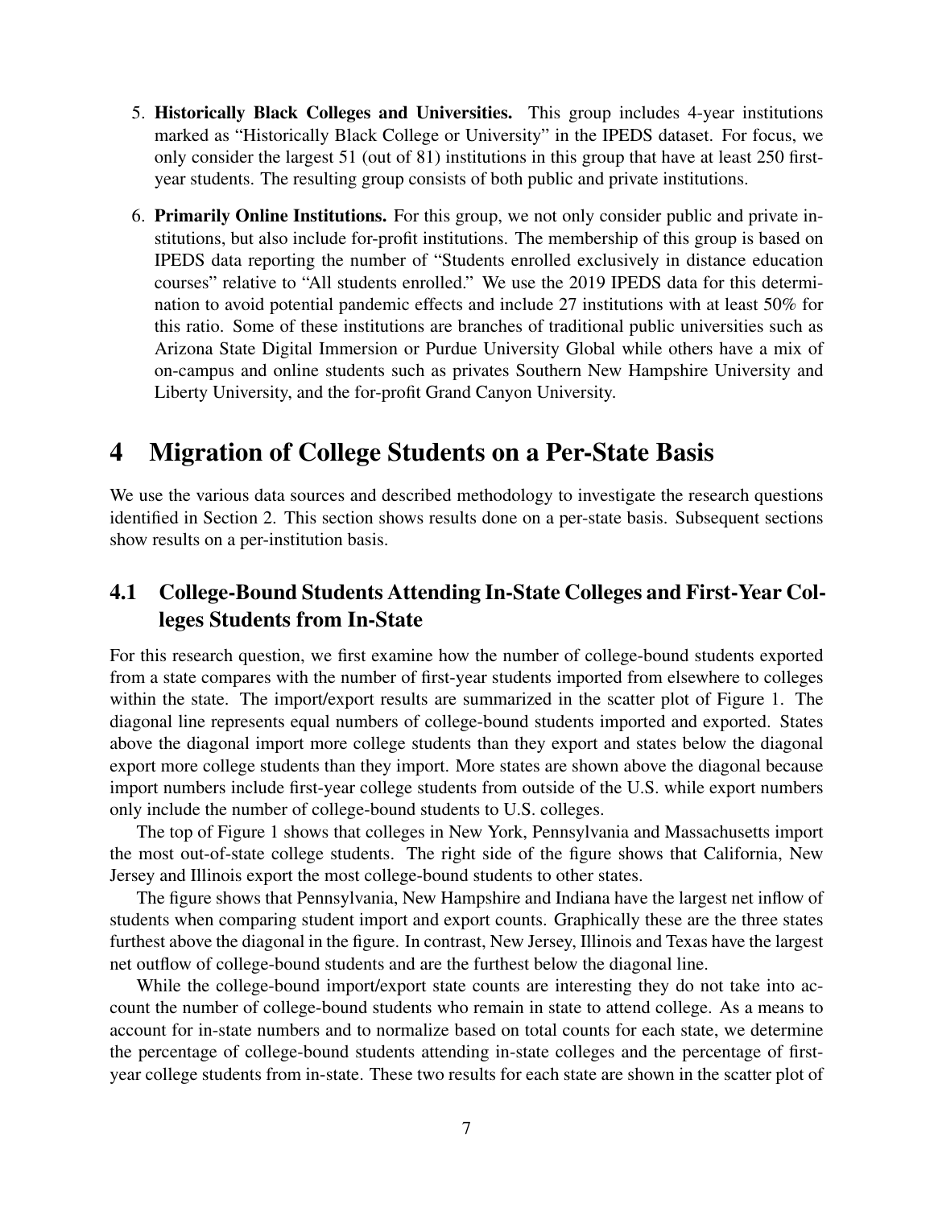5. **Historically Black Colleges and Universities.** This group includes 4-year institutions marked as "Historically Black College or University" in the IPEDS dataset. For focus, we only consider the largest 51 (out of 81) institutions in this group that have at least 250 first-year students. The resulting group consists of both public and private institutions.

6. **Primarily Online Institutions.** For this group, we not only consider public and private institutions, but also include for-profit institutions. The membership of this group is based on IPEDS data reporting the number of "Students enrolled exclusively in distance education courses" relative to "All students enrolled." We use the 2019 IPEDS data for this determination to avoid potential pandemic effects and include 27 institutions with at least 50% for this ratio. Some of these institutions are branches of traditional public universities such as Arizona State Digital Immersion or Purdue University Global while others have a mix of on-campus and online students such as privates Southern New Hampshire University and Liberty University, and the for-profit Grand Canyon University.

# 4 Migration of College Students on a Per-State Basis

We use the various data sources and described methodology to investigate the research questions identified in Section 2. This section shows results done on a per-state basis. Subsequent sections show results on a per-institution basis.

## 4.1 College-Bound Students Attending In-State Colleges and First-Year Colleges Students from In-State

For this research question, we first examine how the number of college-bound students exported from a state compares with the number of first-year students imported from elsewhere to colleges within the state. The import/export results are summarized in the scatter plot of Figure 1. The diagonal line represents equal numbers of college-bound students imported and exported. States above the diagonal import more college students than they export and states below the diagonal export more college students than they import. More states are shown above the diagonal because import numbers include first-year college students from outside of the U.S. while export numbers only include the number of college-bound students to U.S. colleges.

The top of Figure 1 shows that colleges in New York, Pennsylvania and Massachusetts import the most out-of-state college students. The right side of the figure shows that California, New Jersey and Illinois export the most college-bound students to other states.

The figure shows that Pennsylvania, New Hampshire and Indiana have the largest net inflow of students when comparing student import and export counts. Graphically these are the three states furthest above the diagonal in the figure. In contrast, New Jersey, Illinois and Texas have the largest net outflow of college-bound students and are the furthest below the diagonal line.

While the college-bound import/export state counts are interesting they do not take into account the number of college-bound students who remain in state to attend college. As a means to account for in-state numbers and to normalize based on total counts for each state, we determine the percentage of college-bound students attending in-state colleges and the percentage of first-year college students from in-state. These two results for each state are shown in the scatter plot of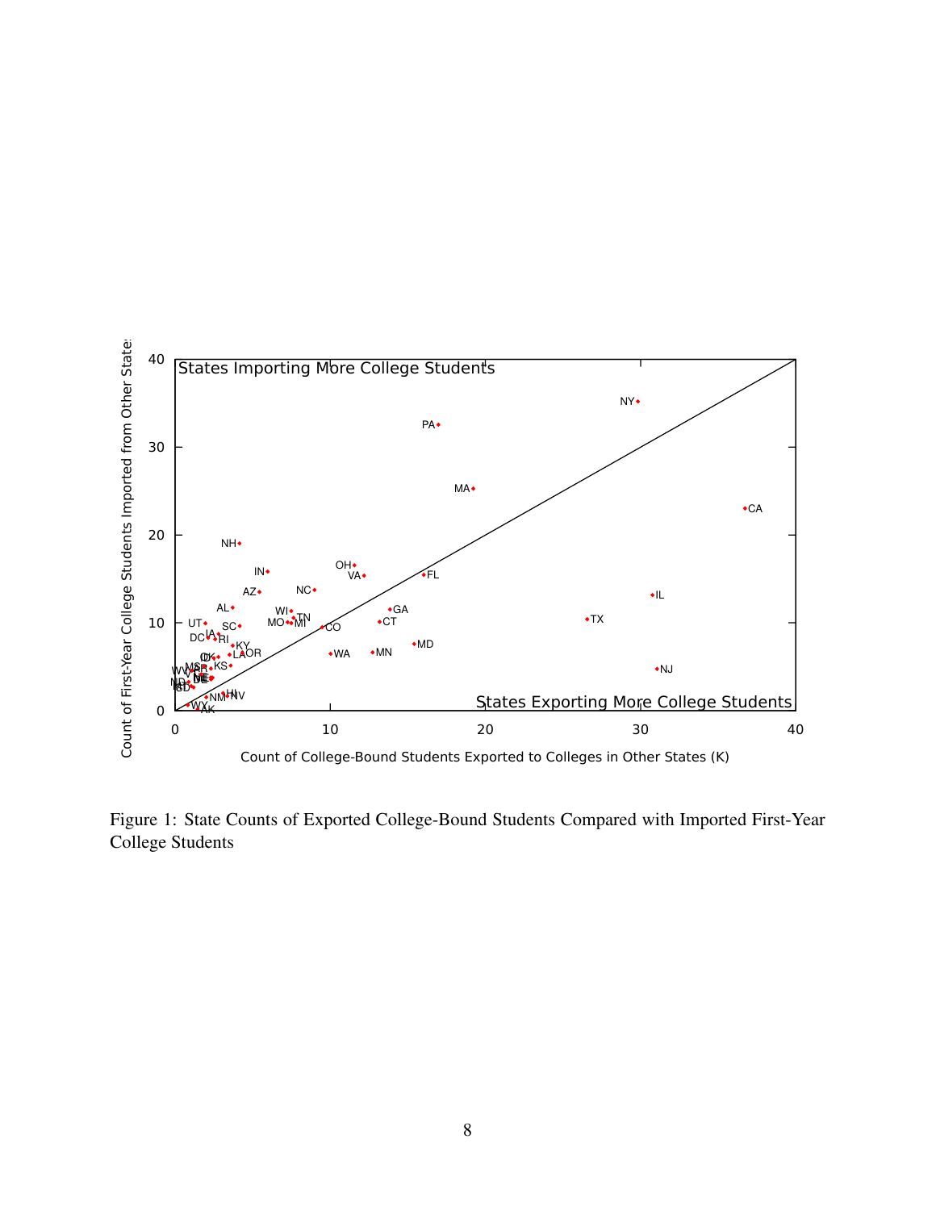Figure 1: State Counts of Exported College-Bound Students Compared with Imported First-Year College Students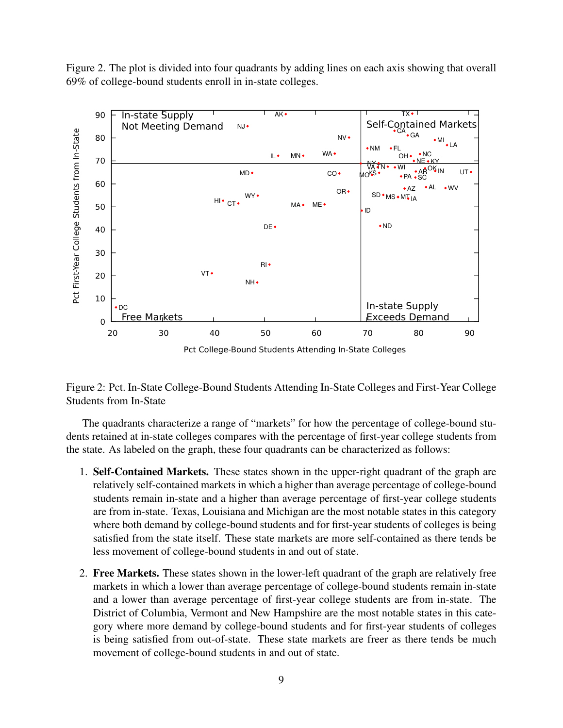Figure 2. The plot is divided into four quadrants by adding lines on each axis showing that overall 69% of college-bound students enroll in in-state colleges.

Figure 2: Pct. In-State College-Bound Students Attending In-State Colleges and First-Year College Students from In-State

The quadrants characterize a range of "markets" for how the percentage of college-bound students retained at in-state colleges compares with the percentage of first-year college students from the state. As labeled on the graph, these four quadrants can be characterized as follows:

1. **Self-Contained Markets.** These states shown in the upper-right quadrant of the graph are relatively self-contained markets in which a higher than average percentage of college-bound students remain in-state and a higher than average percentage of first-year college students are from in-state. Texas, Louisiana and Michigan are the most notable states in this category where both demand by college-bound students and for first-year students of colleges is being satisfied from the state itself. These state markets are more self-contained as there tends be less movement of college-bound students in and out of state.

2. **Free Markets.** These states shown in the lower-left quadrant of the graph are relatively free markets in which a lower than average percentage of college-bound students remain in-state and a lower than average percentage of first-year college students are from in-state. The District of Columbia, Vermont and New Hampshire are the most notable states in this category where more demand by college-bound students and for first-year students of colleges is being satisfied from out-of-state. These state markets are freer as there tends be much movement of college-bound students in and out of state.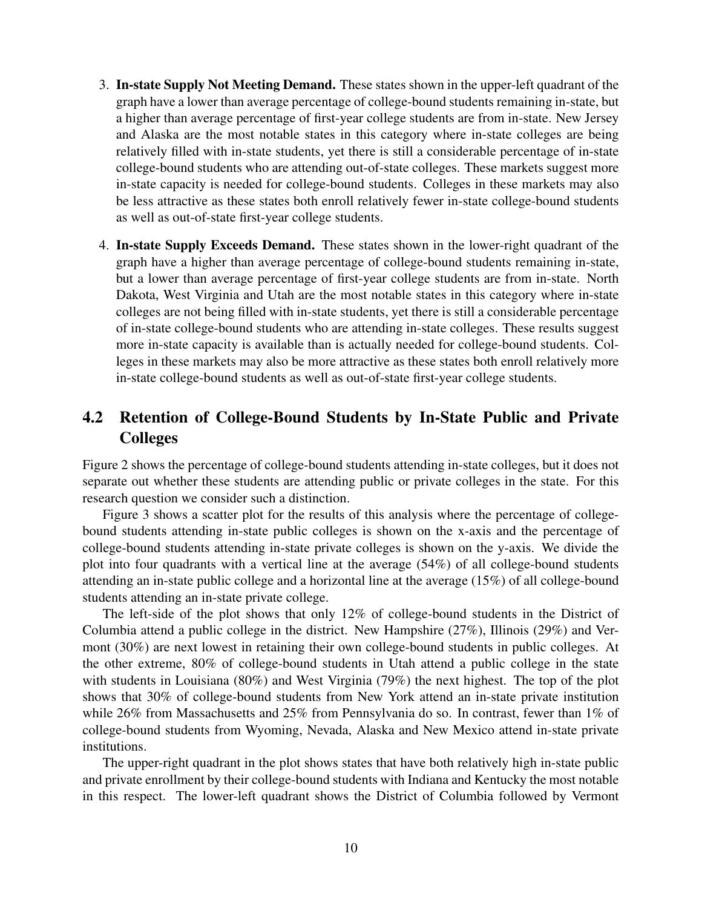3. **In-state Supply Not Meeting Demand.** These states shown in the upper-left quadrant of the graph have a lower than average percentage of college-bound students remaining in-state, but a higher than average percentage of first-year college students are from in-state. New Jersey and Alaska are the most notable states in this category where in-state colleges are being relatively filled with in-state students, yet there is still a considerable percentage of in-state college-bound students who are attending out-of-state colleges. These markets suggest more in-state capacity is needed for college-bound students. Colleges in these markets may also be less attractive as these states both enroll relatively fewer in-state college-bound students as well as out-of-state first-year college students.

4. **In-state Supply Exceeds Demand.** These states shown in the lower-right quadrant of the graph have a higher than average percentage of college-bound students remaining in-state, but a lower than average percentage of first-year college students are from in-state. North Dakota, West Virginia and Utah are the most notable states in this category where in-state colleges are not being filled with in-state students, yet there is still a considerable percentage of in-state college-bound students who are attending in-state colleges. These results suggest more in-state capacity is available than is actually needed for college-bound students. Colleges in these markets may also be more attractive as these states both enroll relatively more in-state college-bound students as well as out-of-state first-year college students.

## 4.2 Retention of College-Bound Students by In-State Public and Private Colleges

Figure 2 shows the percentage of college-bound students attending in-state colleges, but it does not separate out whether these students are attending public or private colleges in the state. For this research question we consider such a distinction.

Figure 3 shows a scatter plot for the results of this analysis where the percentage of college-bound students attending in-state public colleges is shown on the x-axis and the percentage of college-bound students attending in-state private colleges is shown on the y-axis. We divide the plot into four quadrants with a vertical line at the average (54%) of all college-bound students attending an in-state public college and a horizontal line at the average (15%) of all college-bound students attending an in-state private college.

The left-side of the plot shows that only 12% of college-bound students in the District of Columbia attend a public college in the district. New Hampshire (27%), Illinois (29%) and Vermont (30%) are next lowest in retaining their own college-bound students in public colleges. At the other extreme, 80% of college-bound students in Utah attend a public college in the state with students in Louisiana (80%) and West Virginia (79%) the next highest. The top of the plot shows that 30% of college-bound students from New York attend an in-state private institution while 26% from Massachusetts and 25% from Pennsylvania do so. In contrast, fewer than 1% of college-bound students from Wyoming, Nevada, Alaska and New Mexico attend in-state private institutions.

The upper-right quadrant in the plot shows states that have both relatively high in-state public and private enrollment by their college-bound students with Indiana and Kentucky the most notable in this respect. The lower-left quadrant shows the District of Columbia followed by Vermont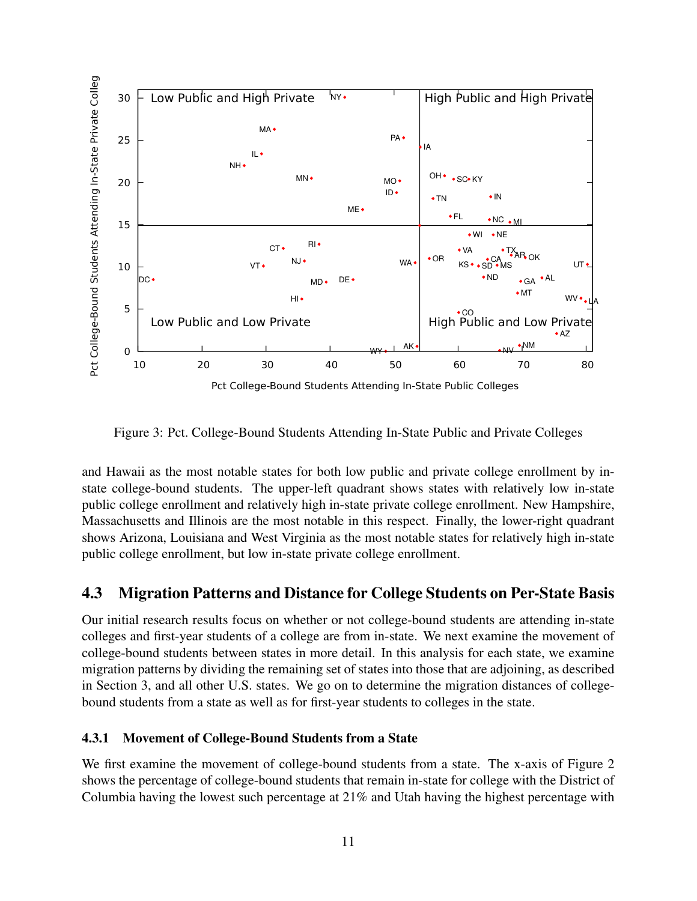Figure 3: Pct. College-Bound Students Attending In-State Public and Private Colleges

and Hawaii as the most notable states for both low public and private college enrollment by in-state college-bound students. The upper-left quadrant shows states with relatively low in-state public college enrollment and relatively high in-state private college enrollment. New Hampshire, Massachusetts and Illinois are the most notable in this respect. Finally, the lower-right quadrant shows Arizona, Louisiana and West Virginia as the most notable states for relatively high in-state public college enrollment, but low in-state private college enrollment.

## 4.3 Migration Patterns and Distance for College Students on Per-State Basis

Our initial research results focus on whether or not college-bound students are attending in-state colleges and first-year students of a college are from in-state. We next examine the movement of college-bound students between states in more detail. In this analysis for each state, we examine migration patterns by dividing the remaining set of states into those that are adjoining, as described in Section 3, and all other U.S. states. We go on to determine the migration distances of college-bound students from a state as well as for first-year students to colleges in the state.

### 4.3.1 Movement of College-Bound Students from a State

We first examine the movement of college-bound students from a state. The x-axis of Figure 2 shows the percentage of college-bound students that remain in-state for college with the District of Columbia having the lowest such percentage at 21% and Utah having the highest percentage with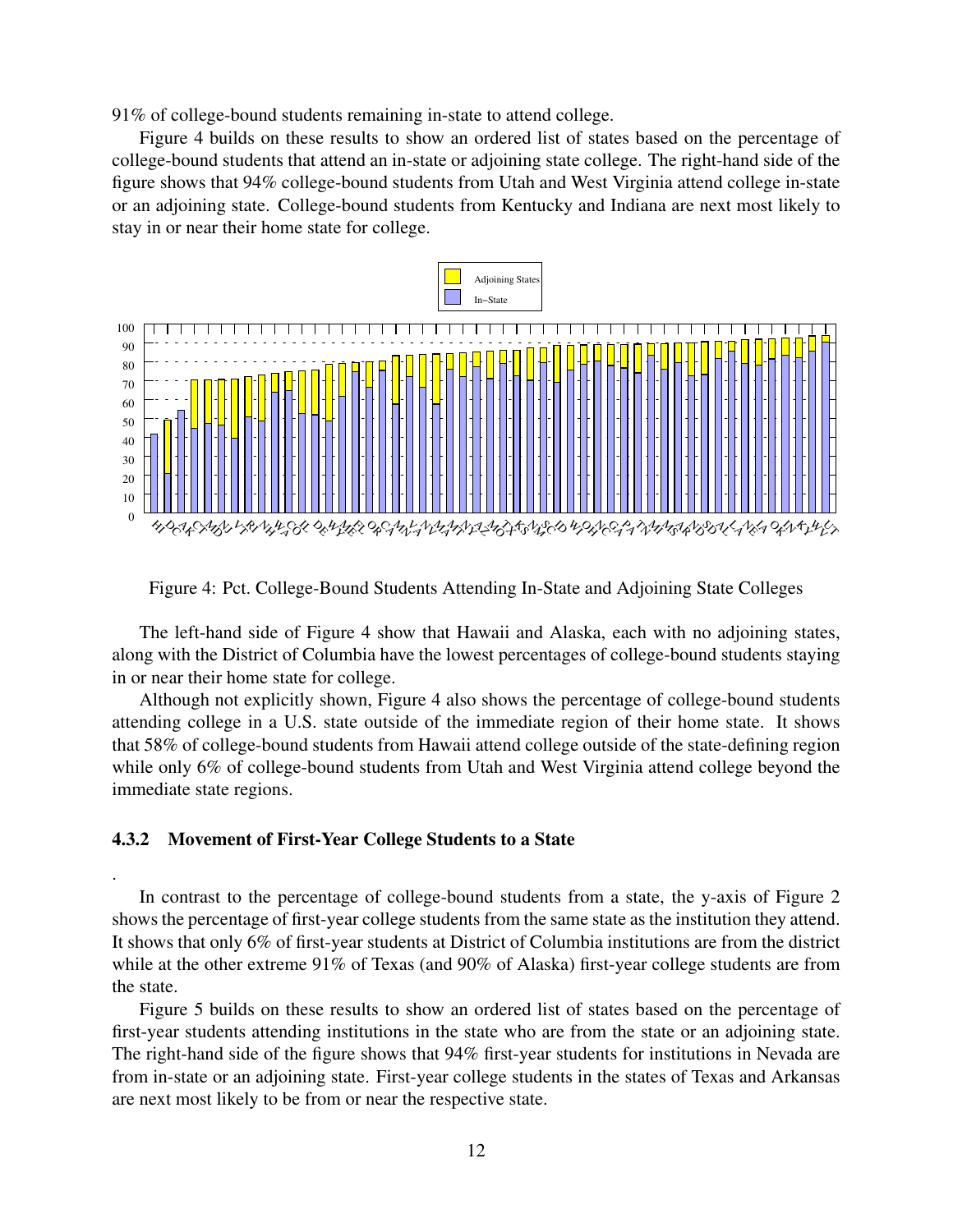91% of college-bound students remaining in-state to attend college.

Figure 4 builds on these results to show an ordered list of states based on the percentage of college-bound students that attend an in-state or adjoining state college. The right-hand side of the figure shows that 94% college-bound students from Utah and West Virginia attend college in-state or an adjoining state. College-bound students from Kentucky and Indiana are next most likely to stay in or near their home state for college.

Figure 4: Pct. College-Bound Students Attending In-State and Adjoining State Colleges

The left-hand side of Figure 4 show that Hawaii and Alaska, each with no adjoining states, along with the District of Columbia have the lowest percentages of college-bound students staying in or near their home state for college.

Although not explicitly shown, Figure 4 also shows the percentage of college-bound students attending college in a U.S. state outside of the immediate region of their home state. It shows that 58% of college-bound students from Hawaii attend college outside of the state-defining region while only 6% of college-bound students from Utah and West Virginia attend college beyond the immediate state regions.

### 4.3.2 Movement of First-Year College Students to a State

.

In contrast to the percentage of college-bound students from a state, the y-axis of Figure 2 shows the percentage of first-year college students from the same state as the institution they attend. It shows that only 6% of first-year students at District of Columbia institutions are from the district while at the other extreme 91% of Texas (and 90% of Alaska) first-year college students are from the state.

Figure 5 builds on these results to show an ordered list of states based on the percentage of first-year students attending institutions in the state who are from the state or an adjoining state. The right-hand side of the figure shows that 94% first-year students for institutions in Nevada are from in-state or an adjoining state. First-year college students in the states of Texas and Arkansas are next most likely to be from or near the respective state.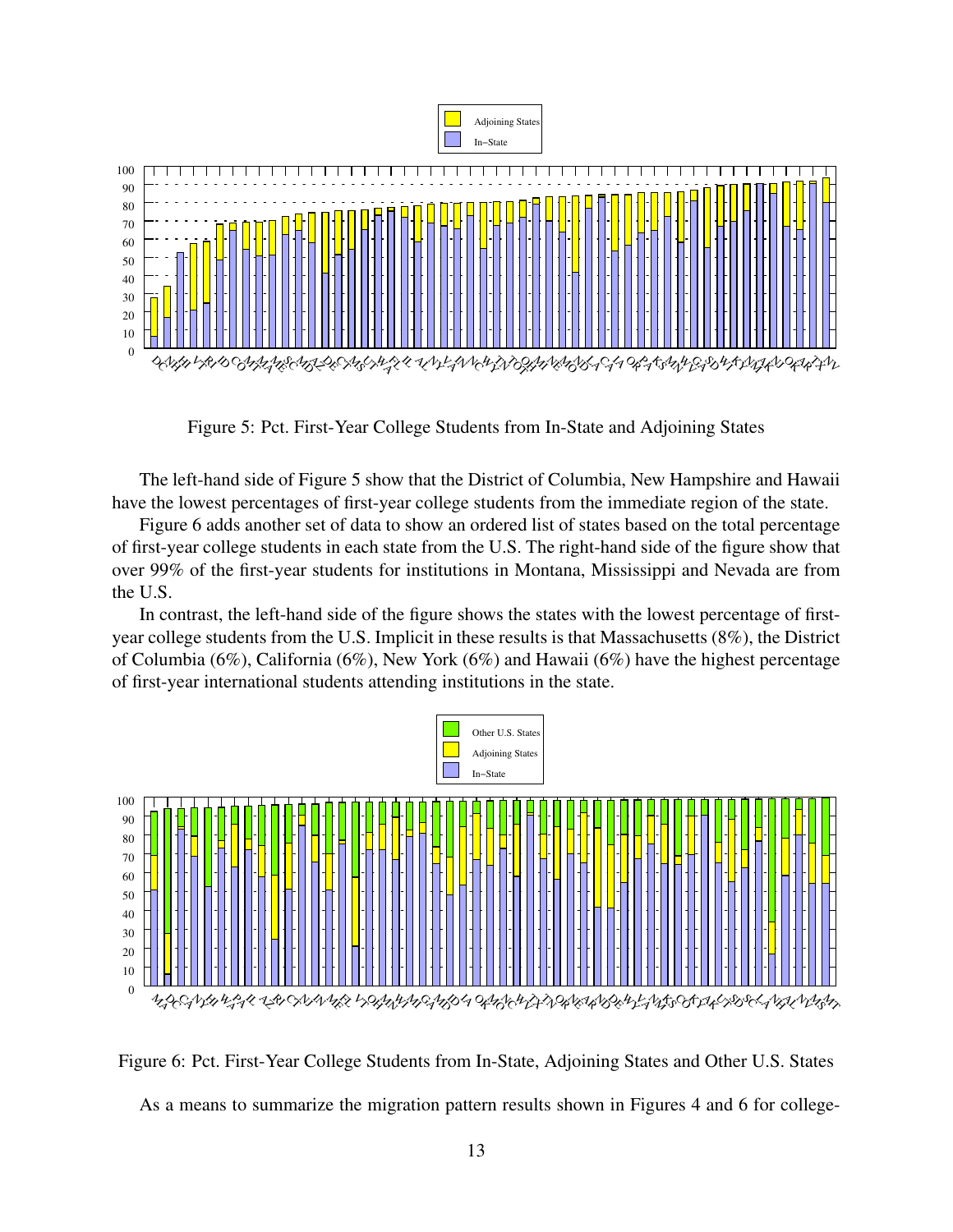Figure 5: Pct. First-Year College Students from In-State and Adjoining States

The left-hand side of Figure 5 show that the District of Columbia, New Hampshire and Hawaii have the lowest percentages of first-year college students from the immediate region of the state.

Figure 6 adds another set of data to show an ordered list of states based on the total percentage of first-year college students in each state from the U.S. The right-hand side of the figure show that over 99% of the first-year students for institutions in Montana, Mississippi and Nevada are from the U.S.

In contrast, the left-hand side of the figure shows the states with the lowest percentage of first-year college students from the U.S. Implicit in these results is that Massachusetts (8%), the District of Columbia (6%), California (6%), New York (6%) and Hawaii (6%) have the highest percentage of first-year international students attending institutions in the state.

Figure 6: Pct. First-Year College Students from In-State, Adjoining States and Other U.S. States

As a means to summarize the migration pattern results shown in Figures 4 and 6 for college-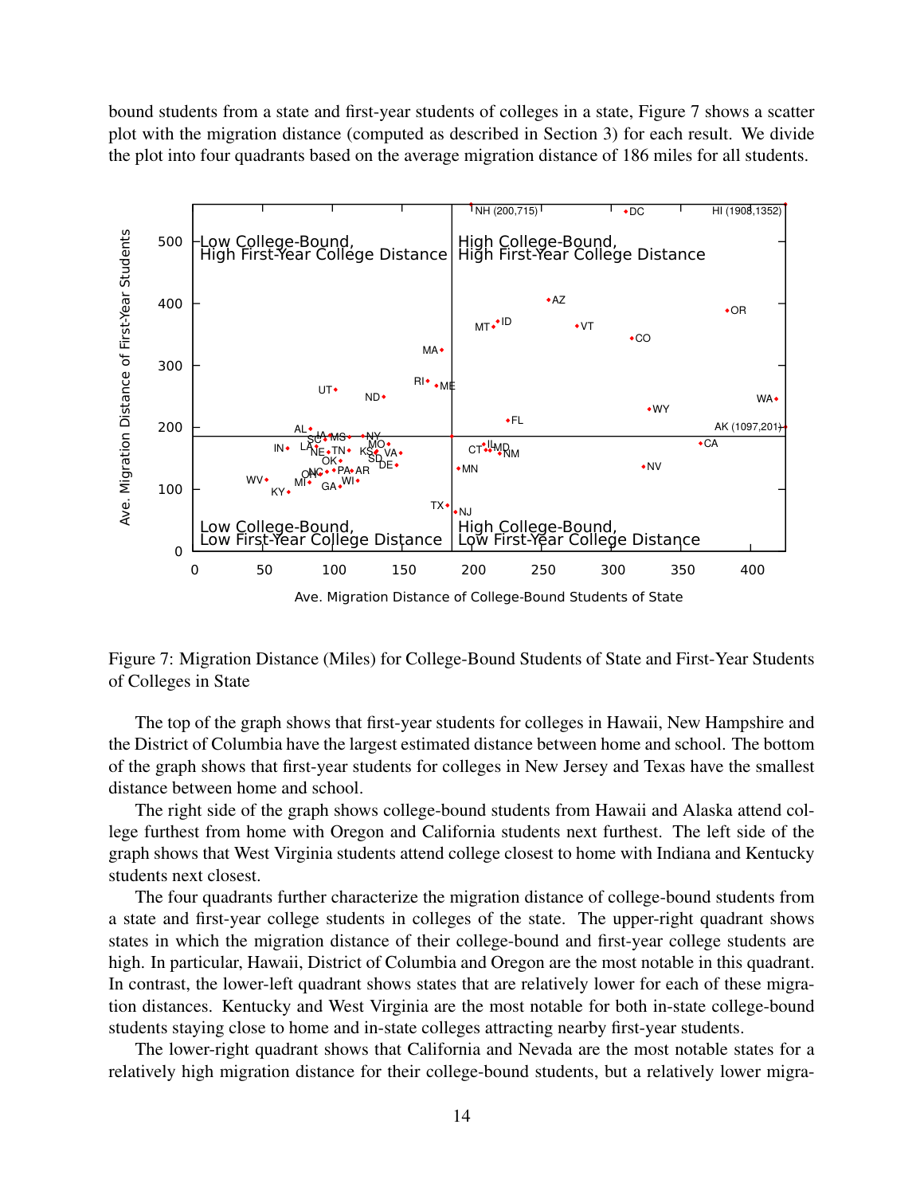bound students from a state and first-year students of colleges in a state, Figure 7 shows a scatter plot with the migration distance (computed as described in Section 3) for each result. We divide the plot into four quadrants based on the average migration distance of 186 miles for all students.

Figure 7: Migration Distance (Miles) for College-Bound Students of State and First-Year Students of Colleges in State

The top of the graph shows that first-year students for colleges in Hawaii, New Hampshire and the District of Columbia have the largest estimated distance between home and school. The bottom of the graph shows that first-year students for colleges in New Jersey and Texas have the smallest distance between home and school.

The right side of the graph shows college-bound students from Hawaii and Alaska attend college furthest from home with Oregon and California students next furthest. The left side of the graph shows that West Virginia students attend college closest to home with Indiana and Kentucky students next closest.

The four quadrants further characterize the migration distance of college-bound students from a state and first-year college students in colleges of the state. The upper-right quadrant shows states in which the migration distance of their college-bound and first-year college students are high. In particular, Hawaii, District of Columbia and Oregon are the most notable in this quadrant. In contrast, the lower-left quadrant shows states that are relatively lower for each of these migration distances. Kentucky and West Virginia are the most notable for both in-state college-bound students staying close to home and in-state colleges attracting nearby first-year students.

The lower-right quadrant shows that California and Nevada are the most notable states for a relatively high migration distance for their college-bound students, but a relatively lower migra-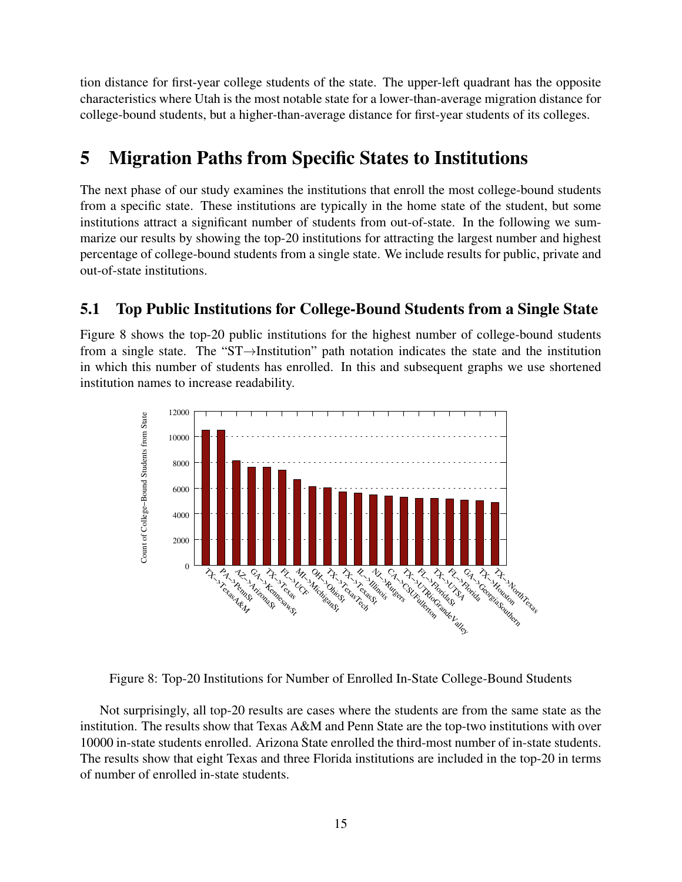tion distance for first-year college students of the state. The upper-left quadrant has the opposite characteristics where Utah is the most notable state for a lower-than-average migration distance for college-bound students, but a higher-than-average distance for first-year students of its colleges.

# 5 Migration Paths from Specific States to Institutions

The next phase of our study examines the institutions that enroll the most college-bound students from a specific state. These institutions are typically in the home state of the student, but some institutions attract a significant number of students from out-of-state. In the following we summarize our results by showing the top-20 institutions for attracting the largest number and highest percentage of college-bound students from a single state. We include results for public, private and out-of-state institutions.

## 5.1 Top Public Institutions for College-Bound Students from a Single State

Figure 8 shows the top-20 public institutions for the highest number of college-bound students from a single state. The "ST→Institution" path notation indicates the state and the institution in which this number of students has enrolled. In this and subsequent graphs we use shortened institution names to increase readability.

Figure 8: Top-20 Institutions for Number of Enrolled In-State College-Bound Students

Not surprisingly, all top-20 results are cases where the students are from the same state as the institution. The results show that Texas A&M and Penn State are the top-two institutions with over 10000 in-state students enrolled. Arizona State enrolled the third-most number of in-state students. The results show that eight Texas and three Florida institutions are included in the top-20 in terms of number of enrolled in-state students.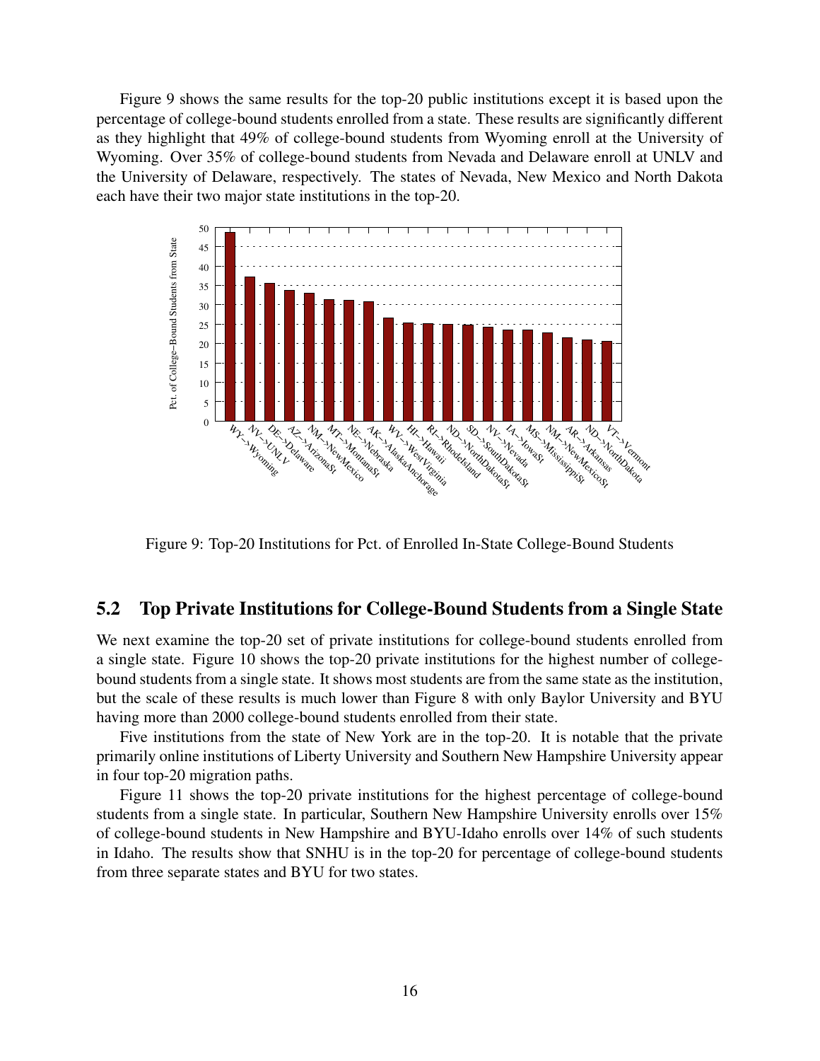Figure 9 shows the same results for the top-20 public institutions except it is based upon the percentage of college-bound students enrolled from a state. These results are significantly different as they highlight that 49% of college-bound students from Wyoming enroll at the University of Wyoming. Over 35% of college-bound students from Nevada and Delaware enroll at UNLV and the University of Delaware, respectively. The states of Nevada, New Mexico and North Dakota each have their two major state institutions in the top-20.

Figure 9: Top-20 Institutions for Pct. of Enrolled In-State College-Bound Students

## 5.2 Top Private Institutions for College-Bound Students from a Single State

We next examine the top-20 set of private institutions for college-bound students enrolled from a single state. Figure 10 shows the top-20 private institutions for the highest number of college-bound students from a single state. It shows most students are from the same state as the institution, but the scale of these results is much lower than Figure 8 with only Baylor University and BYU having more than 2000 college-bound students enrolled from their state.

Five institutions from the state of New York are in the top-20. It is notable that the private primarily online institutions of Liberty University and Southern New Hampshire University appear in four top-20 migration paths.

Figure 11 shows the top-20 private institutions for the highest percentage of college-bound students from a single state. In particular, Southern New Hampshire University enrolls over 15% of college-bound students in New Hampshire and BYU-Idaho enrolls over 14% of such students in Idaho. The results show that SNHU is in the top-20 for percentage of college-bound students from three separate states and BYU for two states.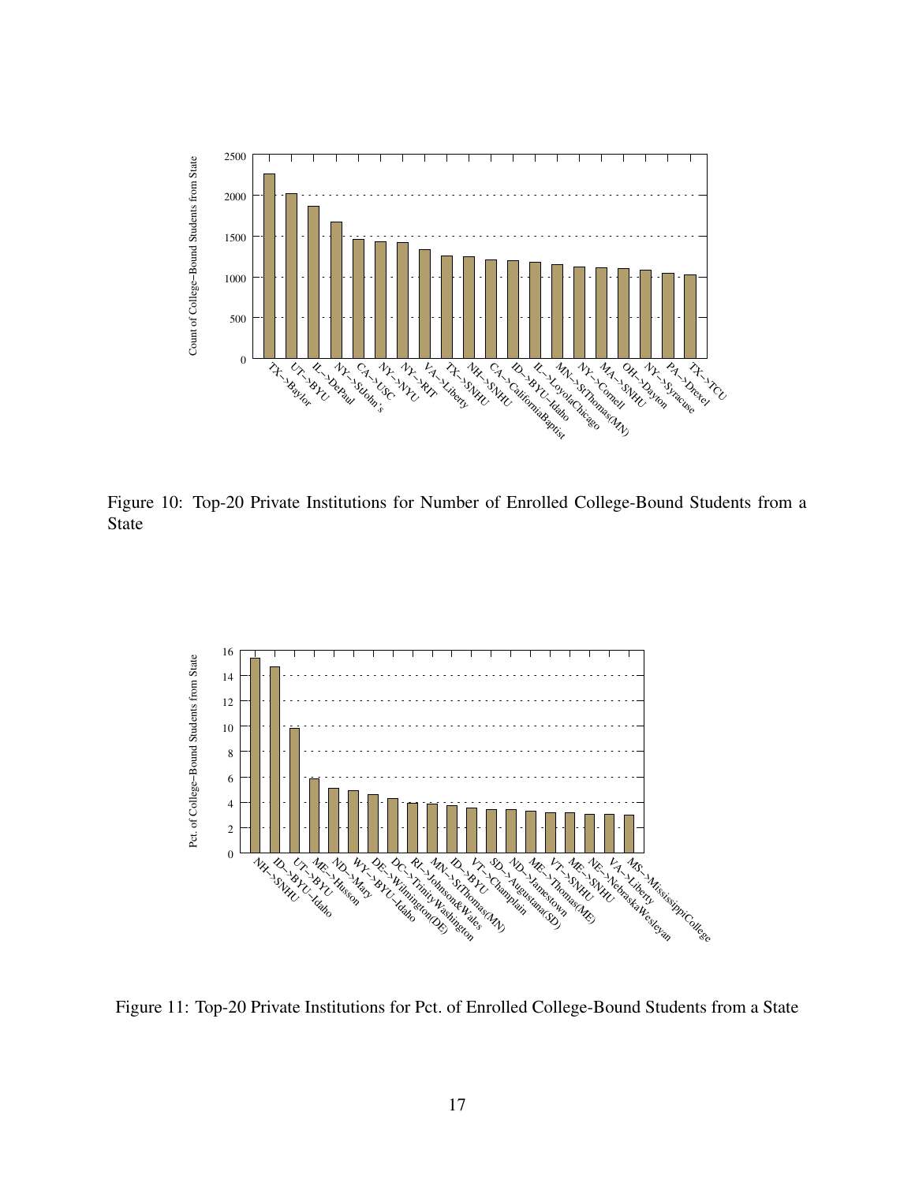Figure 10: Top-20 Private Institutions for Number of Enrolled College-Bound Students from a State

Figure 11: Top-20 Private Institutions for Pct. of Enrolled College-Bound Students from a State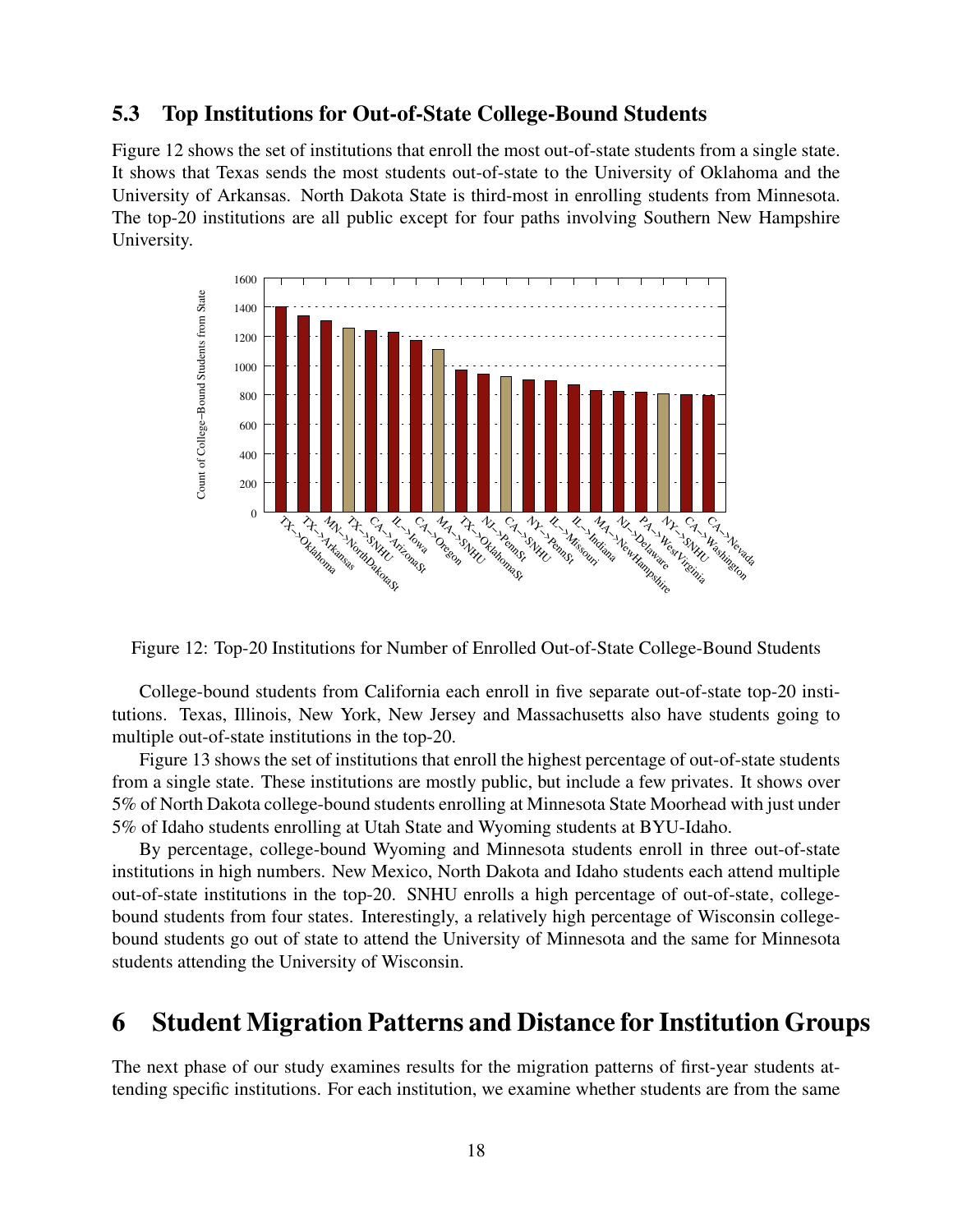### 5.3 Top Institutions for Out-of-State College-Bound Students

Figure 12 shows the set of institutions that enroll the most out-of-state students from a single state. It shows that Texas sends the most students out-of-state to the University of Oklahoma and the University of Arkansas. North Dakota State is third-most in enrolling students from Minnesota. The top-20 institutions are all public except for four paths involving Southern New Hampshire University.

Figure 12: Top-20 Institutions for Number of Enrolled Out-of-State College-Bound Students

College-bound students from California each enroll in five separate out-of-state top-20 institutions. Texas, Illinois, New York, New Jersey and Massachusetts also have students going to multiple out-of-state institutions in the top-20.

Figure 13 shows the set of institutions that enroll the highest percentage of out-of-state students from a single state. These institutions are mostly public, but include a few privates. It shows over 5% of North Dakota college-bound students enrolling at Minnesota State Moorhead with just under 5% of Idaho students enrolling at Utah State and Wyoming students at BYU-Idaho.

By percentage, college-bound Wyoming and Minnesota students enroll in three out-of-state institutions in high numbers. New Mexico, North Dakota and Idaho students each attend multiple out-of-state institutions in the top-20. SNHU enrolls a high percentage of out-of-state, college-bound students from four states. Interestingly, a relatively high percentage of Wisconsin college-bound students go out of state to attend the University of Minnesota and the same for Minnesota students attending the University of Wisconsin.

# 6 Student Migration Patterns and Distance for Institution Groups

The next phase of our study examines results for the migration patterns of first-year students attending specific institutions. For each institution, we examine whether students are from the same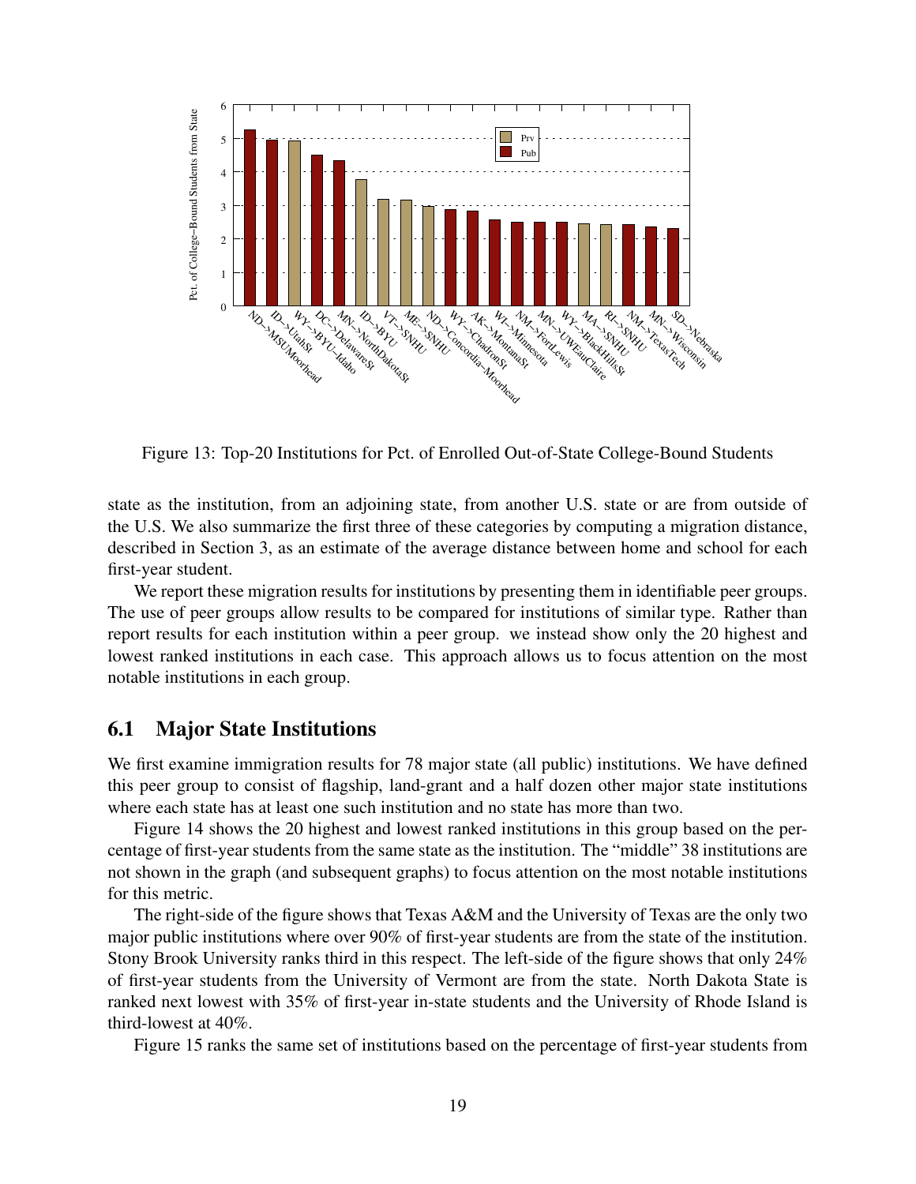Figure 13: Top-20 Institutions for Pct. of Enrolled Out-of-State College-Bound Students

state as the institution, from an adjoining state, from another U.S. state or are from outside of the U.S. We also summarize the first three of these categories by computing a migration distance, described in Section 3, as an estimate of the average distance between home and school for each first-year student.

We report these migration results for institutions by presenting them in identifiable peer groups. The use of peer groups allow results to be compared for institutions of similar type. Rather than report results for each institution within a peer group. we instead show only the 20 highest and lowest ranked institutions in each case. This approach allows us to focus attention on the most notable institutions in each group.

## 6.1 Major State Institutions

We first examine immigration results for 78 major state (all public) institutions. We have defined this peer group to consist of flagship, land-grant and a half dozen other major state institutions where each state has at least one such institution and no state has more than two.

Figure 14 shows the 20 highest and lowest ranked institutions in this group based on the percentage of first-year students from the same state as the institution. The "middle" 38 institutions are not shown in the graph (and subsequent graphs) to focus attention on the most notable institutions for this metric.

The right-side of the figure shows that Texas A&M and the University of Texas are the only two major public institutions where over 90% of first-year students are from the state of the institution. Stony Brook University ranks third in this respect. The left-side of the figure shows that only 24% of first-year students from the University of Vermont are from the state. North Dakota State is ranked next lowest with 35% of first-year in-state students and the University of Rhode Island is third-lowest at 40%.

Figure 15 ranks the same set of institutions based on the percentage of first-year students from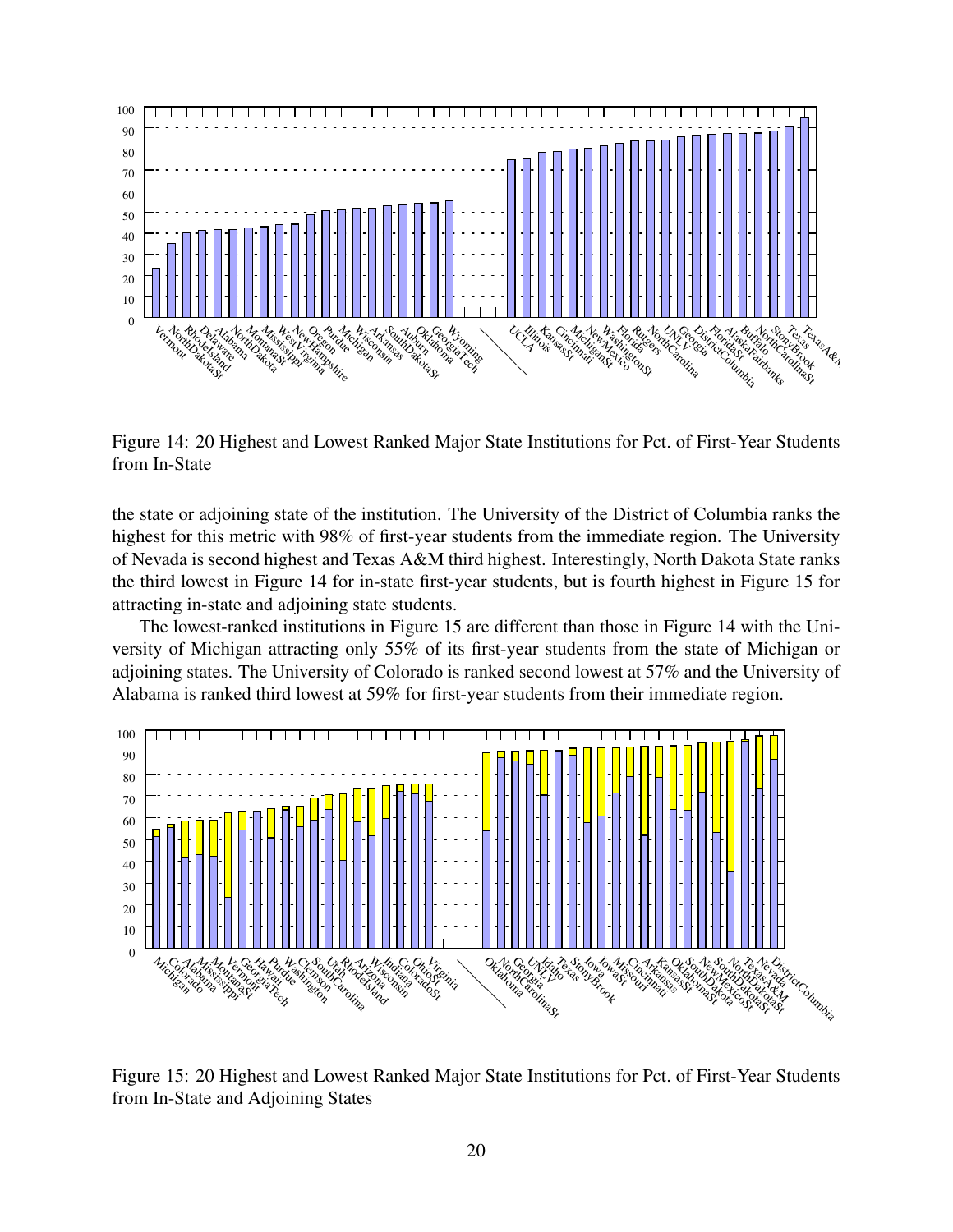Figure 14: 20 Highest and Lowest Ranked Major State Institutions for Pct. of First-Year Students from In-State

the state or adjoining state of the institution. The University of the District of Columbia ranks the highest for this metric with 98% of first-year students from the immediate region. The University of Nevada is second highest and Texas A&M third highest. Interestingly, North Dakota State ranks the third lowest in Figure 14 for in-state first-year students, but is fourth highest in Figure 15 for attracting in-state and adjoining state students.

The lowest-ranked institutions in Figure 15 are different than those in Figure 14 with the University of Michigan attracting only 55% of its first-year students from the state of Michigan or adjoining states. The University of Colorado is ranked second lowest at 57% and the University of Alabama is ranked third lowest at 59% for first-year students from their immediate region.

Figure 15: 20 Highest and Lowest Ranked Major State Institutions for Pct. of First-Year Students from In-State and Adjoining States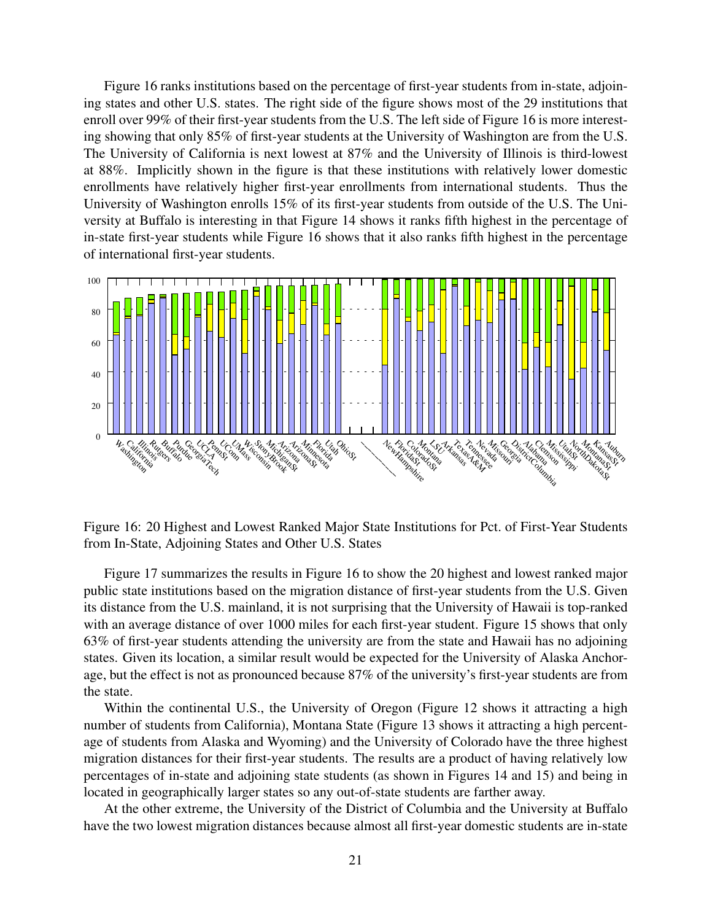Figure 16 ranks institutions based on the percentage of first-year students from in-state, adjoining states and other U.S. states. The right side of the figure shows most of the 29 institutions that enroll over 99% of their first-year students from the U.S. The left side of Figure 16 is more interesting showing that only 85% of first-year students at the University of Washington are from the U.S. The University of California is next lowest at 87% and the University of Illinois is third-lowest at 88%. Implicitly shown in the figure is that these institutions with relatively lower domestic enrollments have relatively higher first-year enrollments from international students. Thus the University of Washington enrolls 15% of its first-year students from outside of the U.S. The University at Buffalo is interesting in that Figure 14 shows it ranks fifth highest in the percentage of in-state first-year students while Figure 16 shows that it also ranks fifth highest in the percentage of international first-year students.

Figure 16: 20 Highest and Lowest Ranked Major State Institutions for Pct. of First-Year Students from In-State, Adjoining States and Other U.S. States

Figure 17 summarizes the results in Figure 16 to show the 20 highest and lowest ranked major public state institutions based on the migration distance of first-year students from the U.S. Given its distance from the U.S. mainland, it is not surprising that the University of Hawaii is top-ranked with an average distance of over 1000 miles for each first-year student. Figure 15 shows that only 63% of first-year students attending the university are from the state and Hawaii has no adjoining states. Given its location, a similar result would be expected for the University of Alaska Anchorage, but the effect is not as pronounced because 87% of the university's first-year students are from the state.

Within the continental U.S., the University of Oregon (Figure 12 shows it attracting a high number of students from California), Montana State (Figure 13 shows it attracting a high percentage of students from Alaska and Wyoming) and the University of Colorado have the three highest migration distances for their first-year students. The results are a product of having relatively low percentages of in-state and adjoining state students (as shown in Figures 14 and 15) and being in located in geographically larger states so any out-of-state students are farther away.

At the other extreme, the University of the District of Columbia and the University at Buffalo have the two lowest migration distances because almost all first-year domestic students are in-state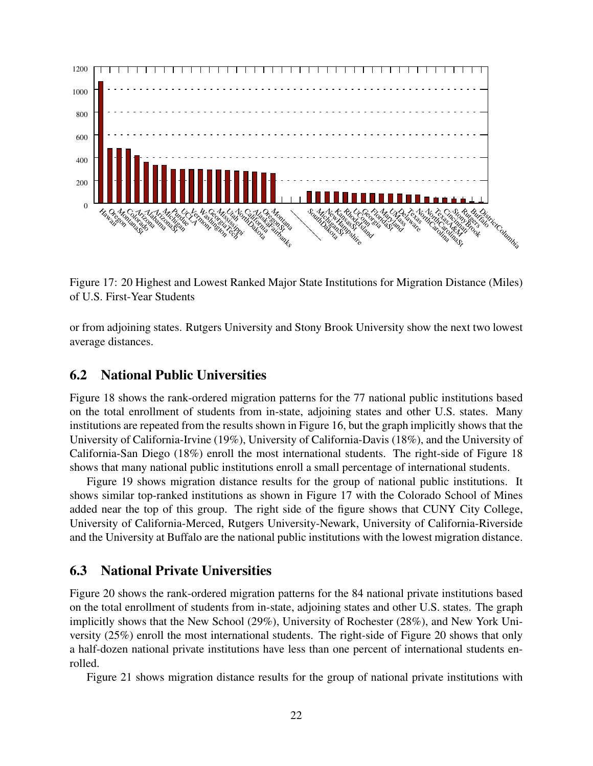Figure 17: 20 Highest and Lowest Ranked Major State Institutions for Migration Distance (Miles) of U.S. First-Year Students

or from adjoining states. Rutgers University and Stony Brook University show the next two lowest average distances.

## 6.2 National Public Universities

Figure 18 shows the rank-ordered migration patterns for the 77 national public institutions based on the total enrollment of students from in-state, adjoining states and other U.S. states. Many institutions are repeated from the results shown in Figure 16, but the graph implicitly shows that the University of California-Irvine (19%), University of California-Davis (18%), and the University of California-San Diego (18%) enroll the most international students. The right-side of Figure 18 shows that many national public institutions enroll a small percentage of international students.

Figure 19 shows migration distance results for the group of national public institutions. It shows similar top-ranked institutions as shown in Figure 17 with the Colorado School of Mines added near the top of this group. The right side of the figure shows that CUNY City College, University of California-Merced, Rutgers University-Newark, University of California-Riverside and the University at Buffalo are the national public institutions with the lowest migration distance.

## 6.3 National Private Universities

Figure 20 shows the rank-ordered migration patterns for the 84 national private institutions based on the total enrollment of students from in-state, adjoining states and other U.S. states. The graph implicitly shows that the New School (29%), University of Rochester (28%), and New York University (25%) enroll the most international students. The right-side of Figure 20 shows that only a half-dozen national private institutions have less than one percent of international students enrolled.

Figure 21 shows migration distance results for the group of national private institutions with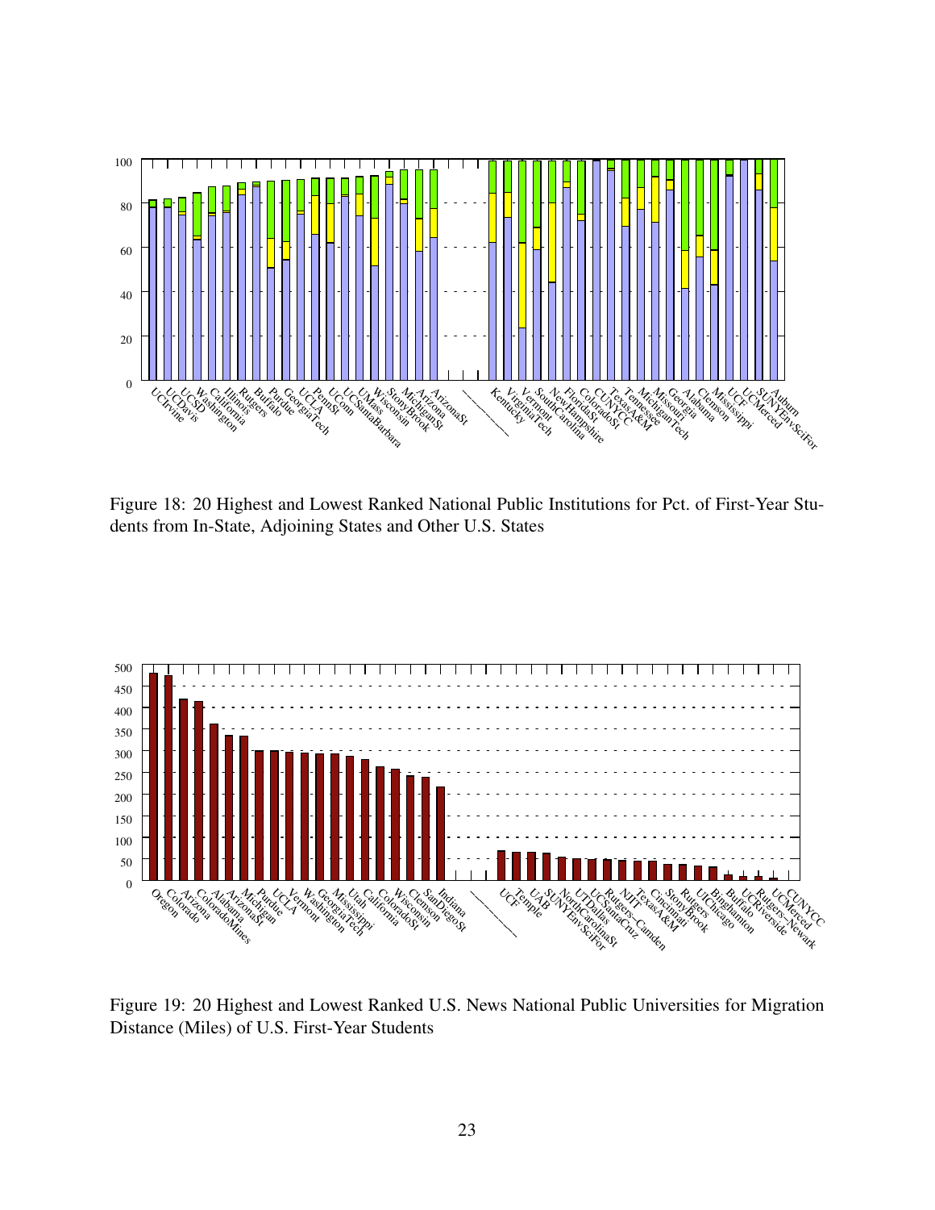Figure 18: 20 Highest and Lowest Ranked National Public Institutions for Pct. of First-Year Students from In-State, Adjoining States and Other U.S. States

Figure 19: 20 Highest and Lowest Ranked U.S. News National Public Universities for Migration Distance (Miles) of U.S. First-Year Students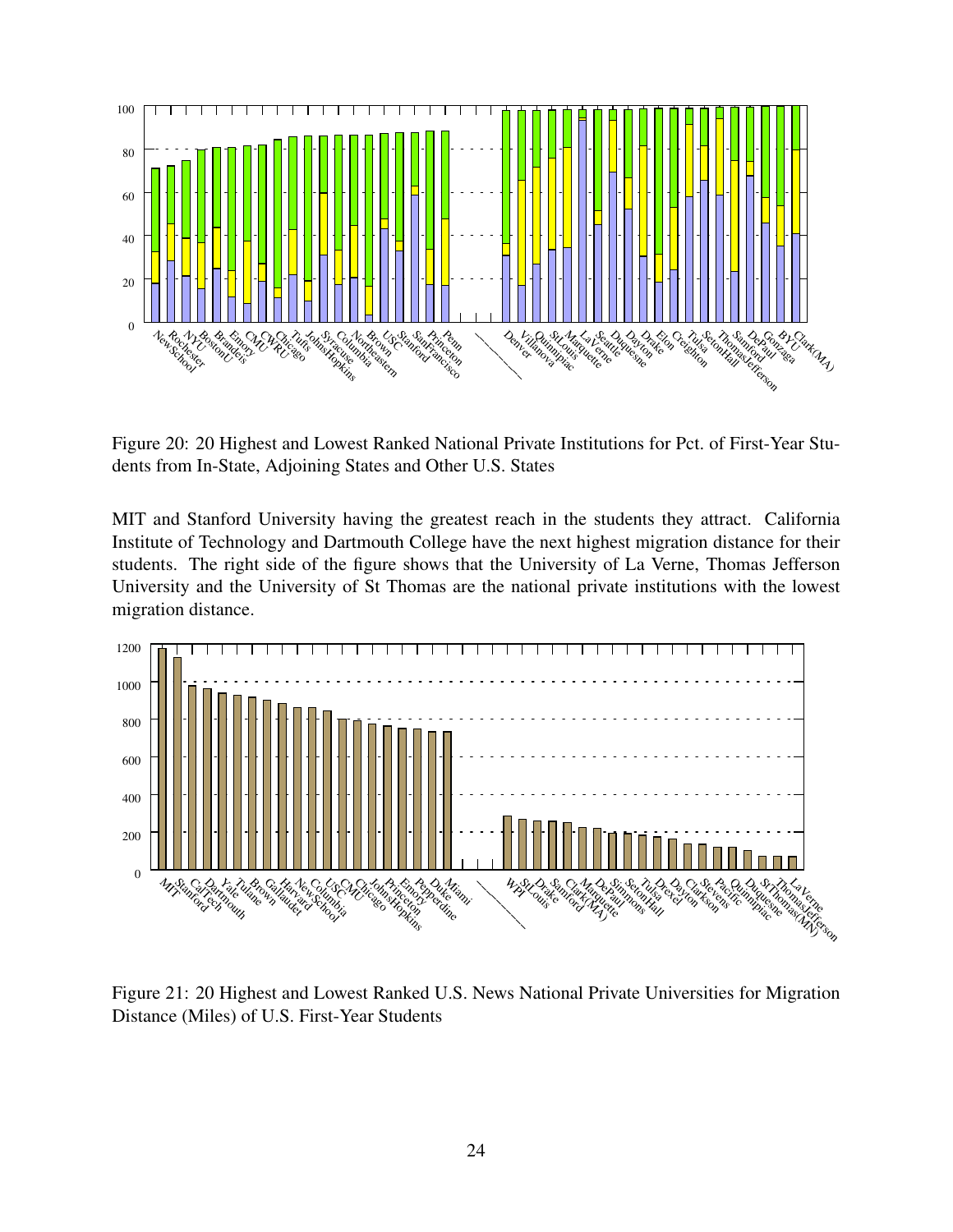Figure 20: 20 Highest and Lowest Ranked National Private Institutions for Pct. of First-Year Students from In-State, Adjoining States and Other U.S. States

MIT and Stanford University having the greatest reach in the students they attract. California Institute of Technology and Dartmouth College have the next highest migration distance for their students. The right side of the figure shows that the University of La Verne, Thomas Jefferson University and the University of St Thomas are the national private institutions with the lowest migration distance.

Figure 21: 20 Highest and Lowest Ranked U.S. News National Private Universities for Migration Distance (Miles) of U.S. First-Year Students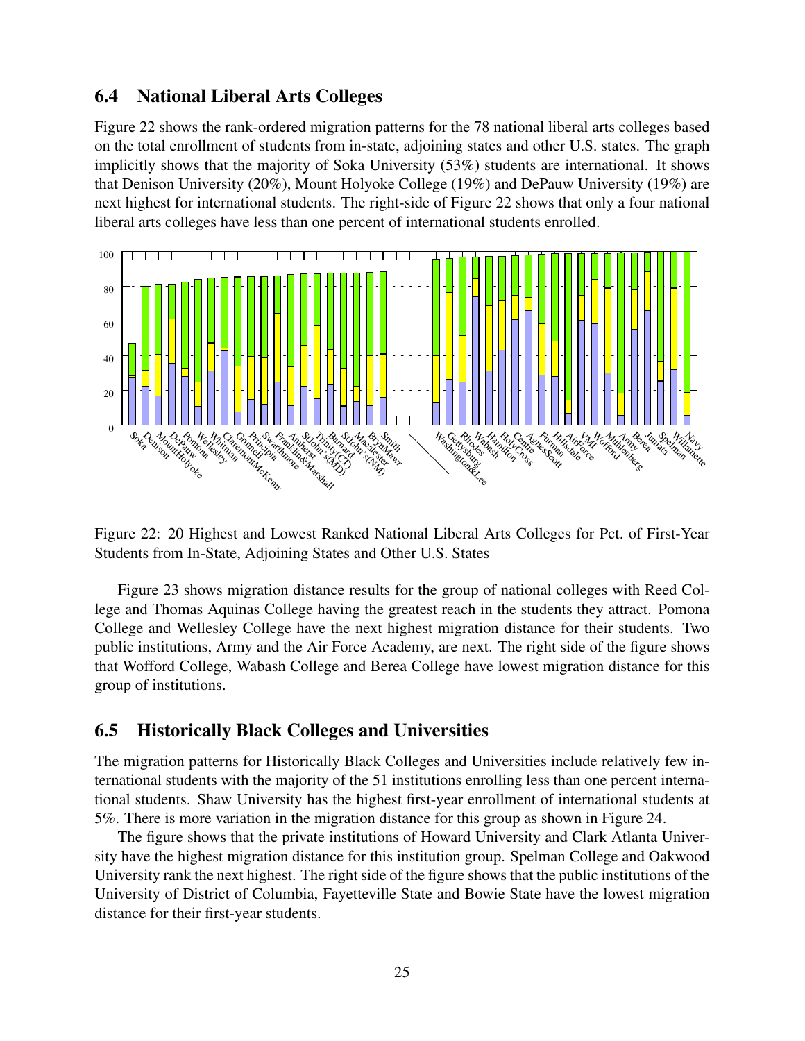## 6.4 National Liberal Arts Colleges

Figure 22 shows the rank-ordered migration patterns for the 78 national liberal arts colleges based on the total enrollment of students from in-state, adjoining states and other U.S. states. The graph implicitly shows that the majority of Soka University (53%) students are international. It shows that Denison University (20%), Mount Holyoke College (19%) and DePauw University (19%) are next highest for international students. The right-side of Figure 22 shows that only a four national liberal arts colleges have less than one percent of international students enrolled.

Figure 22: 20 Highest and Lowest Ranked National Liberal Arts Colleges for Pct. of First-Year Students from In-State, Adjoining States and Other U.S. States

Figure 23 shows migration distance results for the group of national colleges with Reed College and Thomas Aquinas College having the greatest reach in the students they attract. Pomona College and Wellesley College have the next highest migration distance for their students. Two public institutions, Army and the Air Force Academy, are next. The right side of the figure shows that Wofford College, Wabash College and Berea College have lowest migration distance for this group of institutions.

## 6.5 Historically Black Colleges and Universities

The migration patterns for Historically Black Colleges and Universities include relatively few international students with the majority of the 51 institutions enrolling less than one percent international students. Shaw University has the highest first-year enrollment of international students at 5%. There is more variation in the migration distance for this group as shown in Figure 24.

The figure shows that the private institutions of Howard University and Clark Atlanta University have the highest migration distance for this institution group. Spelman College and Oakwood University rank the next highest. The right side of the figure shows that the public institutions of the University of District of Columbia, Fayetteville State and Bowie State have the lowest migration distance for their first-year students.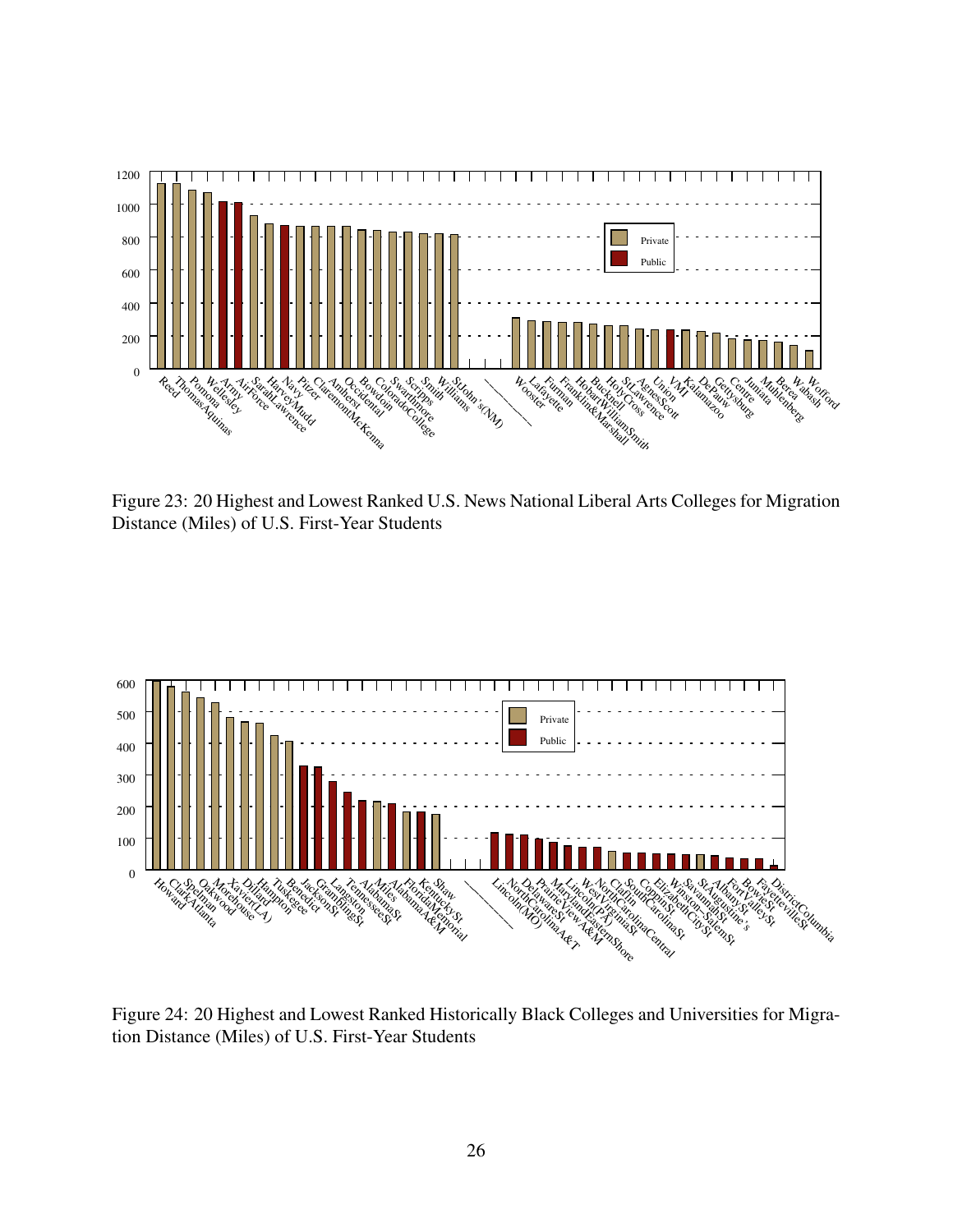Figure 23: 20 Highest and Lowest Ranked U.S. News National Liberal Arts Colleges for Migration Distance (Miles) of U.S. First-Year Students

Figure 24: 20 Highest and Lowest Ranked Historically Black Colleges and Universities for Migration Distance (Miles) of U.S. First-Year Students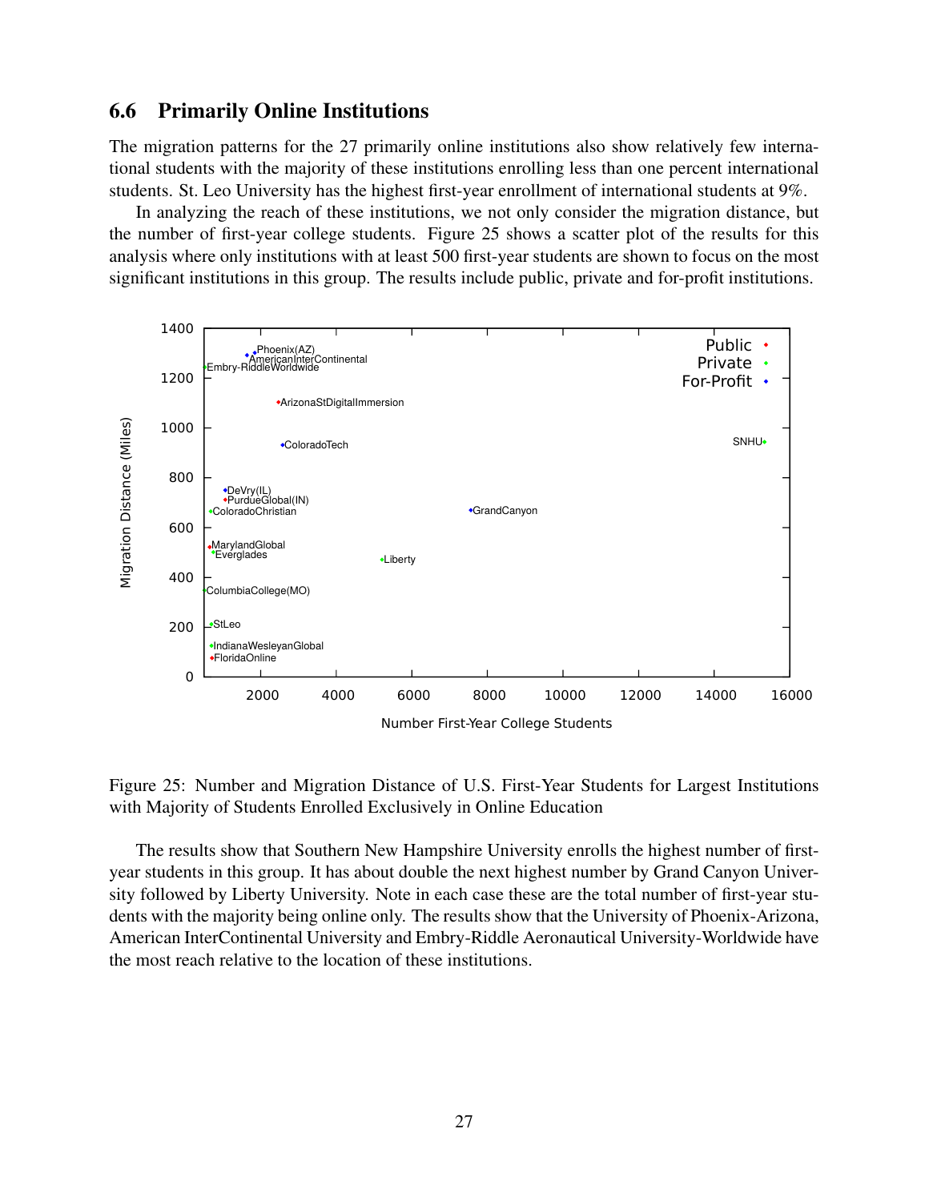### 6.6 Primarily Online Institutions

The migration patterns for the 27 primarily online institutions also show relatively few international students with the majority of these institutions enrolling less than one percent international students. St. Leo University has the highest first-year enrollment of international students at 9%.

In analyzing the reach of these institutions, we not only consider the migration distance, but the number of first-year college students. Figure 25 shows a scatter plot of the results for this analysis where only institutions with at least 500 first-year students are shown to focus on the most significant institutions in this group. The results include public, private and for-profit institutions.

Figure 25: Number and Migration Distance of U.S. First-Year Students for Largest Institutions with Majority of Students Enrolled Exclusively in Online Education

The results show that Southern New Hampshire University enrolls the highest number of first-year students in this group. It has about double the next highest number by Grand Canyon University followed by Liberty University. Note in each case these are the total number of first-year students with the majority being online only. The results show that the University of Phoenix-Arizona, American InterContinental University and Embry-Riddle Aeronautical University-Worldwide have the most reach relative to the location of these institutions.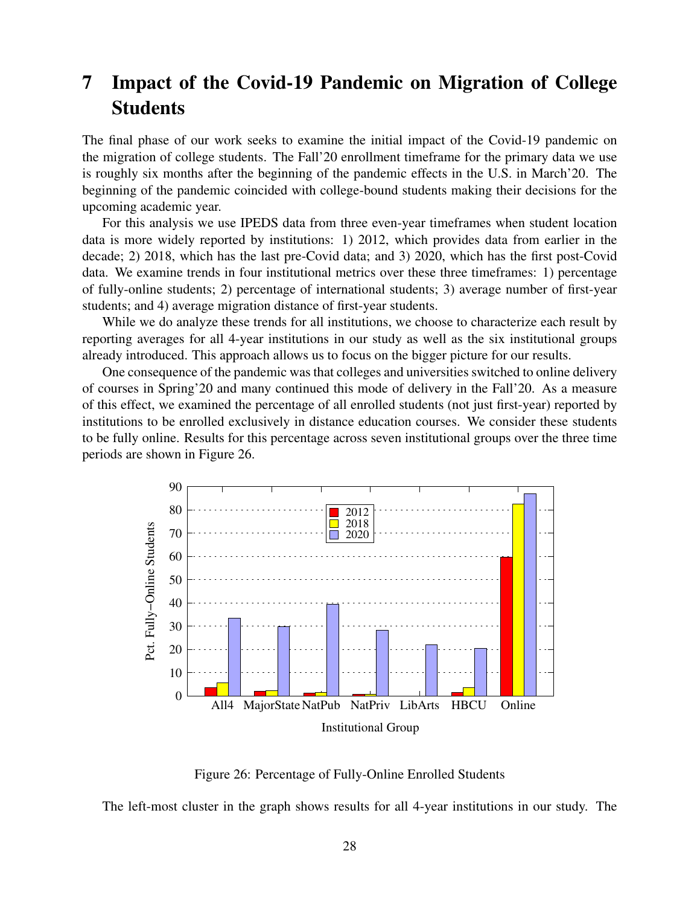# 7 Impact of the Covid-19 Pandemic on Migration of College Students

The final phase of our work seeks to examine the initial impact of the Covid-19 pandemic on the migration of college students. The Fall'20 enrollment timeframe for the primary data we use is roughly six months after the beginning of the pandemic effects in the U.S. in March'20. The beginning of the pandemic coincided with college-bound students making their decisions for the upcoming academic year.

For this analysis we use IPEDS data from three even-year timeframes when student location data is more widely reported by institutions: 1) 2012, which provides data from earlier in the decade; 2) 2018, which has the last pre-Covid data; and 3) 2020, which has the first post-Covid data. We examine trends in four institutional metrics over these three timeframes: 1) percentage of fully-online students; 2) percentage of international students; 3) average number of first-year students; and 4) average migration distance of first-year students.

While we do analyze these trends for all institutions, we choose to characterize each result by reporting averages for all 4-year institutions in our study as well as the six institutional groups already introduced. This approach allows us to focus on the bigger picture for our results.

One consequence of the pandemic was that colleges and universities switched to online delivery of courses in Spring'20 and many continued this mode of delivery in the Fall'20. As a measure of this effect, we examined the percentage of all enrolled students (not just first-year) reported by institutions to be enrolled exclusively in distance education courses. We consider these students to be fully online. Results for this percentage across seven institutional groups over the three time periods are shown in Figure 26.

Figure 26: Percentage of Fully-Online Enrolled Students

The left-most cluster in the graph shows results for all 4-year institutions in our study. The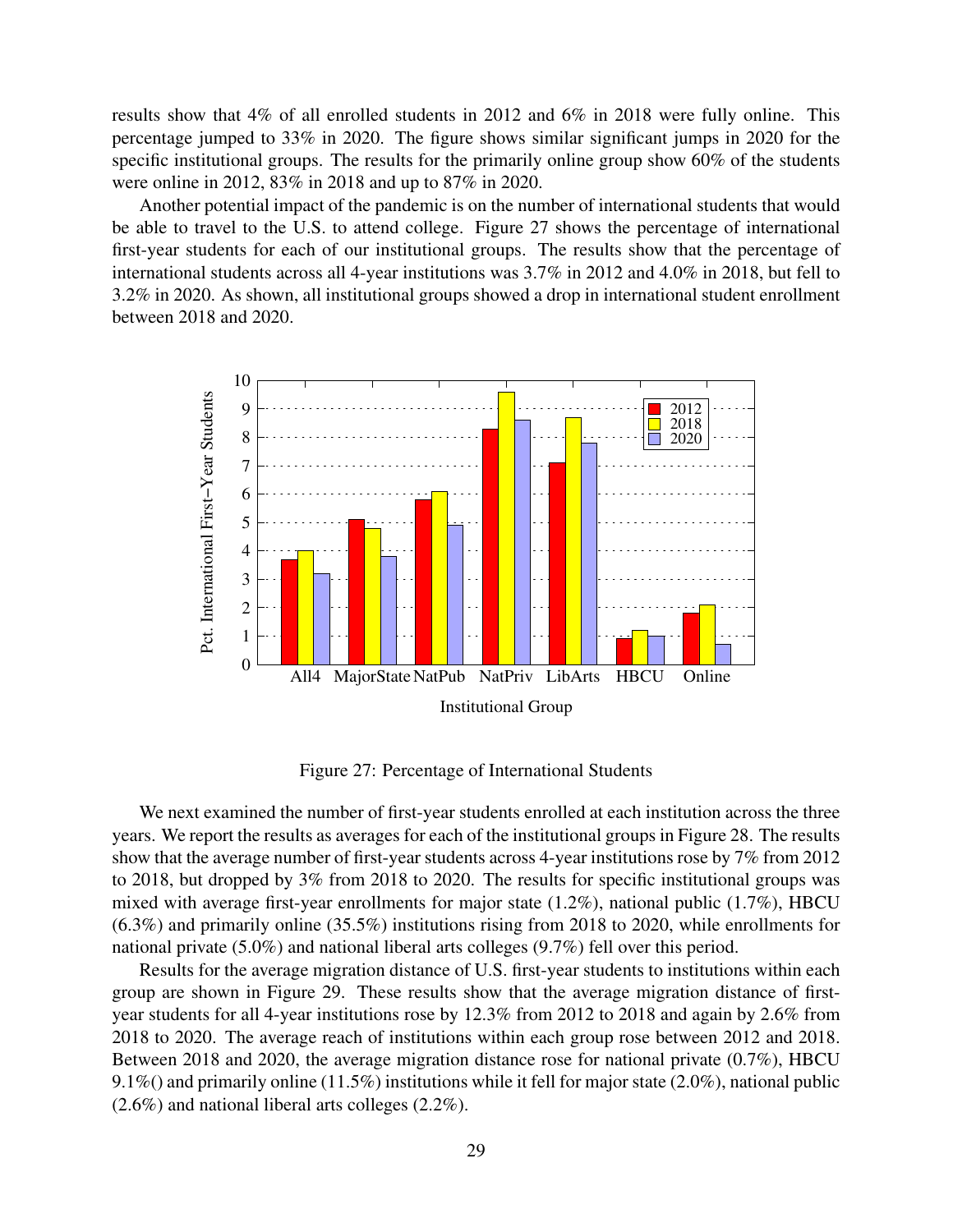results show that 4% of all enrolled students in 2012 and 6% in 2018 were fully online. This percentage jumped to 33% in 2020. The figure shows similar significant jumps in 2020 for the specific institutional groups. The results for the primarily online group show 60% of the students were online in 2012, 83% in 2018 and up to 87% in 2020.

Another potential impact of the pandemic is on the number of international students that would be able to travel to the U.S. to attend college. Figure 27 shows the percentage of international first-year students for each of our institutional groups. The results show that the percentage of international students across all 4-year institutions was 3.7% in 2012 and 4.0% in 2018, but fell to 3.2% in 2020. As shown, all institutional groups showed a drop in international student enrollment between 2018 and 2020.

Figure 27: Percentage of International Students

We next examined the number of first-year students enrolled at each institution across the three years. We report the results as averages for each of the institutional groups in Figure 28. The results show that the average number of first-year students across 4-year institutions rose by 7% from 2012 to 2018, but dropped by 3% from 2018 to 2020. The results for specific institutional groups was mixed with average first-year enrollments for major state (1.2%), national public (1.7%), HBCU (6.3%) and primarily online (35.5%) institutions rising from 2018 to 2020, while enrollments for national private (5.0%) and national liberal arts colleges (9.7%) fell over this period.

Results for the average migration distance of U.S. first-year students to institutions within each group are shown in Figure 29. These results show that the average migration distance of first-year students for all 4-year institutions rose by 12.3% from 2012 to 2018 and again by 2.6% from 2018 to 2020. The average reach of institutions within each group rose between 2012 and 2018. Between 2018 and 2020, the average migration distance rose for national private (0.7%), HBCU 9.1%() and primarily online (11.5%) institutions while it fell for major state (2.0%), national public (2.6%) and national liberal arts colleges (2.2%).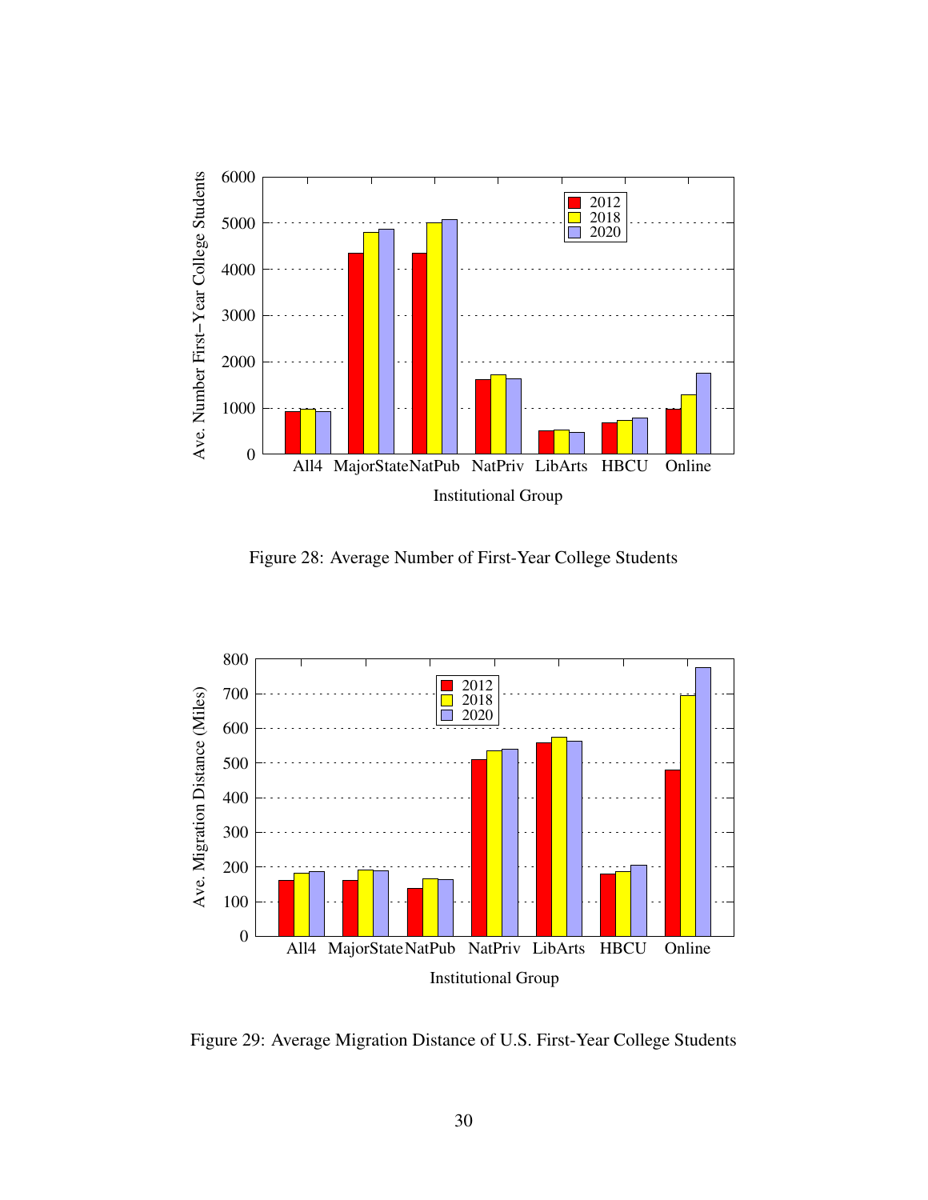Figure 28: Average Number of First-Year College Students

Figure 29: Average Migration Distance of U.S. First-Year College Students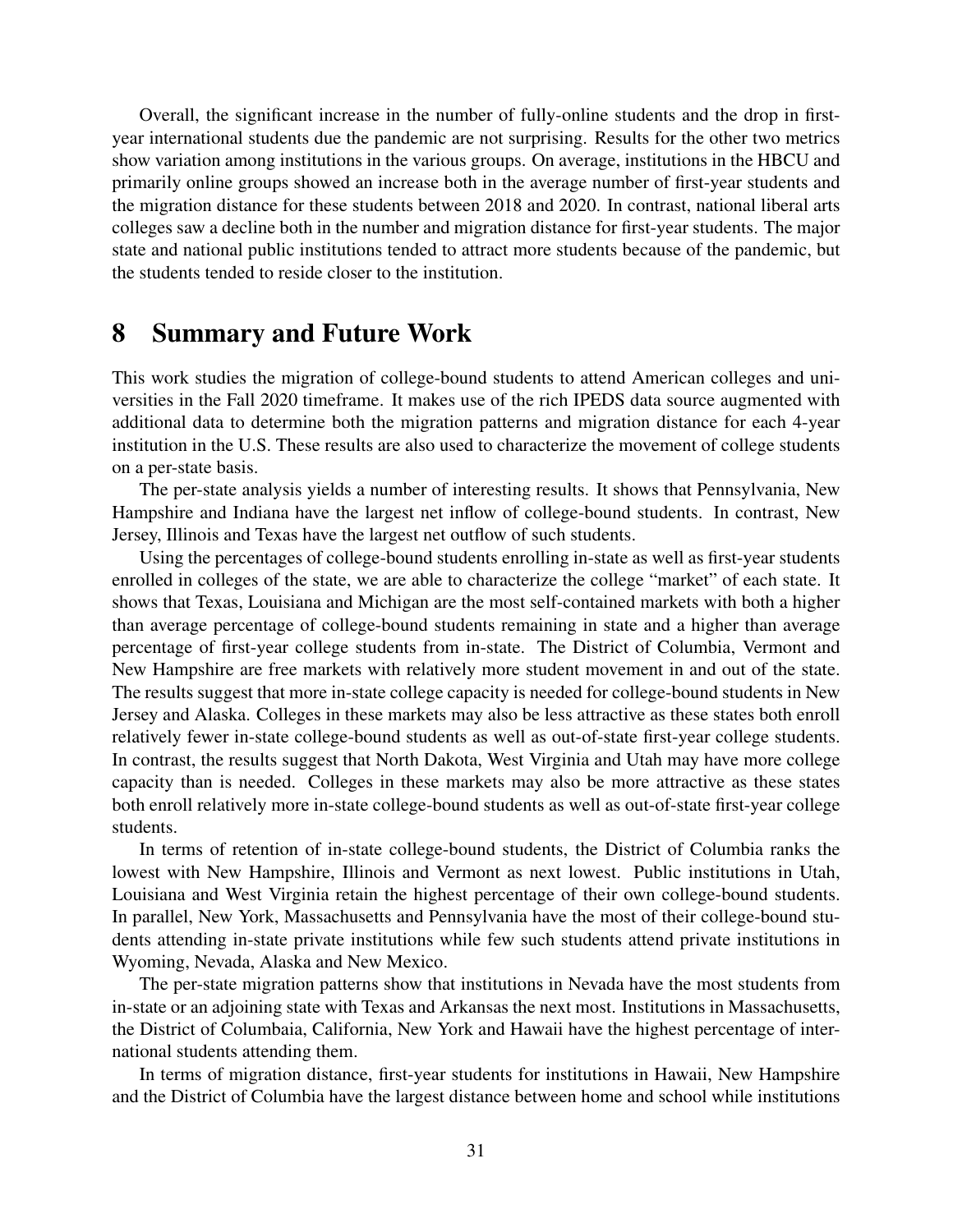Overall, the significant increase in the number of fully-online students and the drop in first-year international students due the pandemic are not surprising. Results for the other two metrics show variation among institutions in the various groups. On average, institutions in the HBCU and primarily online groups showed an increase both in the average number of first-year students and the migration distance for these students between 2018 and 2020. In contrast, national liberal arts colleges saw a decline both in the number and migration distance for first-year students. The major state and national public institutions tended to attract more students because of the pandemic, but the students tended to reside closer to the institution.

# 8 Summary and Future Work

This work studies the migration of college-bound students to attend American colleges and universities in the Fall 2020 timeframe. It makes use of the rich IPEDS data source augmented with additional data to determine both the migration patterns and migration distance for each 4-year institution in the U.S. These results are also used to characterize the movement of college students on a per-state basis.

The per-state analysis yields a number of interesting results. It shows that Pennsylvania, New Hampshire and Indiana have the largest net inflow of college-bound students. In contrast, New Jersey, Illinois and Texas have the largest net outflow of such students.

Using the percentages of college-bound students enrolling in-state as well as first-year students enrolled in colleges of the state, we are able to characterize the college "market" of each state. It shows that Texas, Louisiana and Michigan are the most self-contained markets with both a higher than average percentage of college-bound students remaining in state and a higher than average percentage of first-year college students from in-state. The District of Columbia, Vermont and New Hampshire are free markets with relatively more student movement in and out of the state. The results suggest that more in-state college capacity is needed for college-bound students in New Jersey and Alaska. Colleges in these markets may also be less attractive as these states both enroll relatively fewer in-state college-bound students as well as out-of-state first-year college students. In contrast, the results suggest that North Dakota, West Virginia and Utah may have more college capacity than is needed. Colleges in these markets may also be more attractive as these states both enroll relatively more in-state college-bound students as well as out-of-state first-year college students.

In terms of retention of in-state college-bound students, the District of Columbia ranks the lowest with New Hampshire, Illinois and Vermont as next lowest. Public institutions in Utah, Louisiana and West Virginia retain the highest percentage of their own college-bound students. In parallel, New York, Massachusetts and Pennsylvania have the most of their college-bound students attending in-state private institutions while few such students attend private institutions in Wyoming, Nevada, Alaska and New Mexico.

The per-state migration patterns show that institutions in Nevada have the most students from in-state or an adjoining state with Texas and Arkansas the next most. Institutions in Massachusetts, the District of Columbaia, California, New York and Hawaii have the highest percentage of international students attending them.

In terms of migration distance, first-year students for institutions in Hawaii, New Hampshire and the District of Columbia have the largest distance between home and school while institutions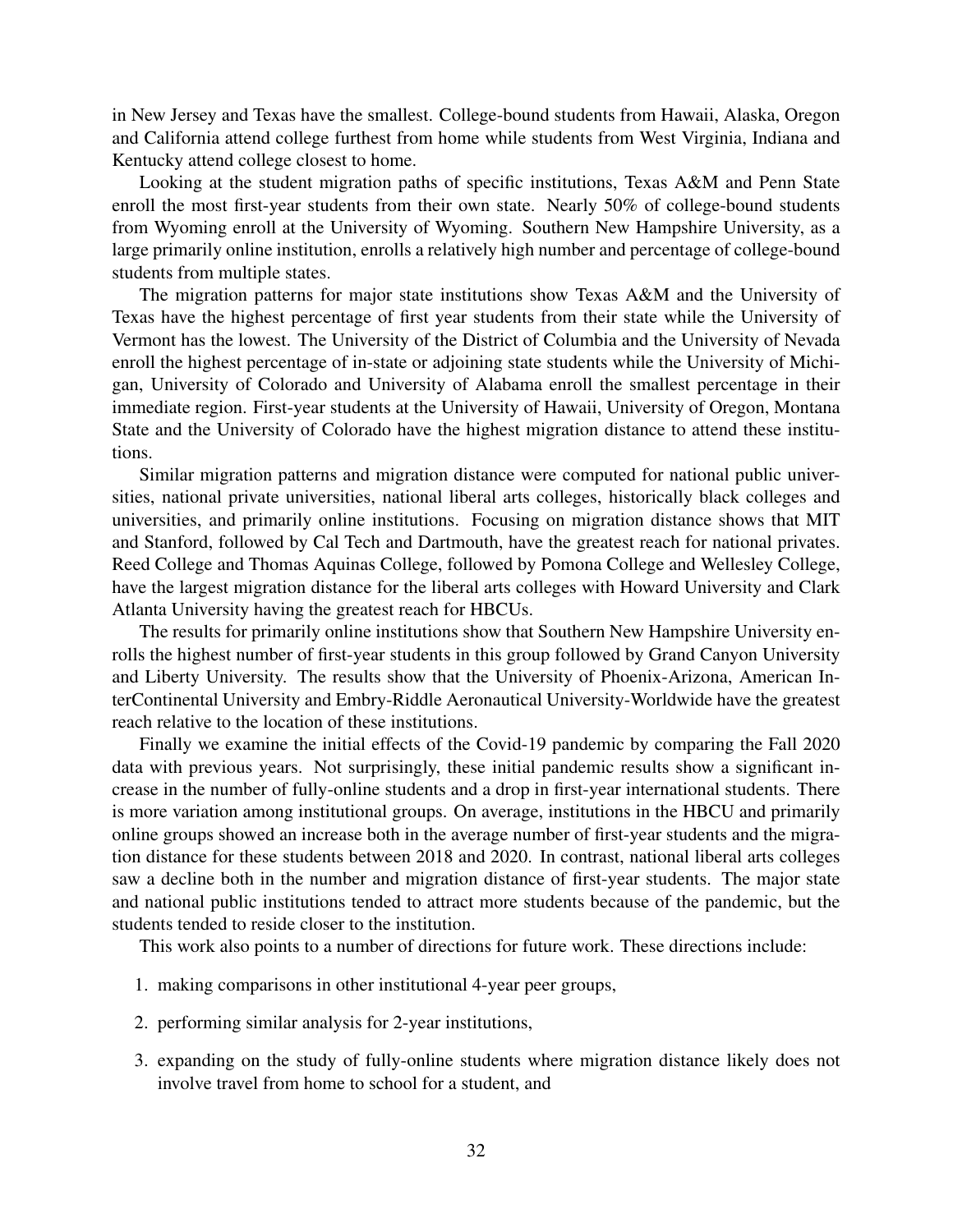in New Jersey and Texas have the smallest. College-bound students from Hawaii, Alaska, Oregon and California attend college furthest from home while students from West Virginia, Indiana and Kentucky attend college closest to home.

Looking at the student migration paths of specific institutions, Texas A&M and Penn State enroll the most first-year students from their own state. Nearly 50% of college-bound students from Wyoming enroll at the University of Wyoming. Southern New Hampshire University, as a large primarily online institution, enrolls a relatively high number and percentage of college-bound students from multiple states.

The migration patterns for major state institutions show Texas A&M and the University of Texas have the highest percentage of first year students from their state while the University of Vermont has the lowest. The University of the District of Columbia and the University of Nevada enroll the highest percentage of in-state or adjoining state students while the University of Michigan, University of Colorado and University of Alabama enroll the smallest percentage in their immediate region. First-year students at the University of Hawaii, University of Oregon, Montana State and the University of Colorado have the highest migration distance to attend these institutions.

Similar migration patterns and migration distance were computed for national public universities, national private universities, national liberal arts colleges, historically black colleges and universities, and primarily online institutions. Focusing on migration distance shows that MIT and Stanford, followed by Cal Tech and Dartmouth, have the greatest reach for national privates. Reed College and Thomas Aquinas College, followed by Pomona College and Wellesley College, have the largest migration distance for the liberal arts colleges with Howard University and Clark Atlanta University having the greatest reach for HBCUs.

The results for primarily online institutions show that Southern New Hampshire University enrolls the highest number of first-year students in this group followed by Grand Canyon University and Liberty University. The results show that the University of Phoenix-Arizona, American InterContinental University and Embry-Riddle Aeronautical University-Worldwide have the greatest reach relative to the location of these institutions.

Finally we examine the initial effects of the Covid-19 pandemic by comparing the Fall 2020 data with previous years. Not surprisingly, these initial pandemic results show a significant increase in the number of fully-online students and a drop in first-year international students. There is more variation among institutional groups. On average, institutions in the HBCU and primarily online groups showed an increase both in the average number of first-year students and the migration distance for these students between 2018 and 2020. In contrast, national liberal arts colleges saw a decline both in the number and migration distance of first-year students. The major state and national public institutions tended to attract more students because of the pandemic, but the students tended to reside closer to the institution.

This work also points to a number of directions for future work. These directions include:

1. making comparisons in other institutional 4-year peer groups,
2. performing similar analysis for 2-year institutions,
3. expanding on the study of fully-online students where migration distance likely does not involve travel from home to school for a student, and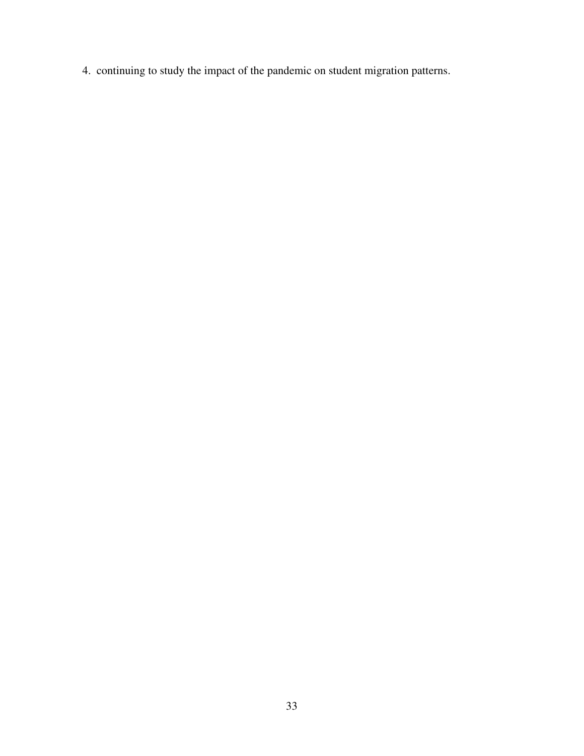4. continuing to study the impact of the pandemic on student migration patterns.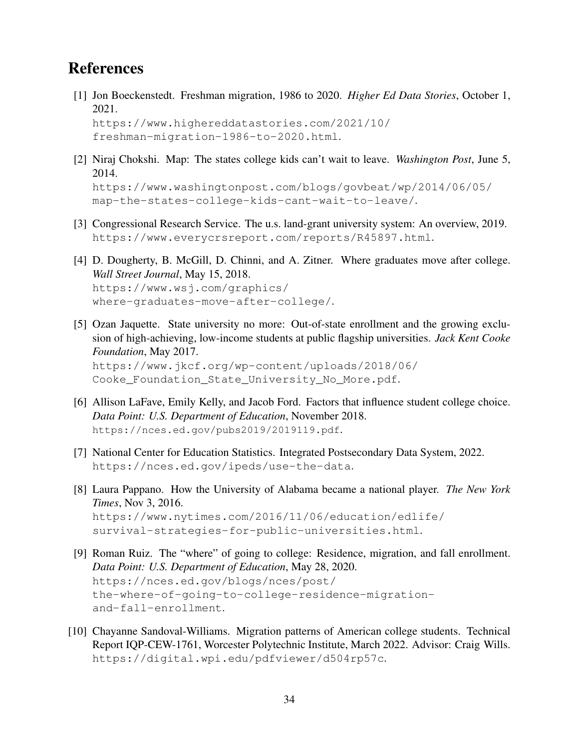# References

[1] Jon Boeckenstedt. Freshman migration, 1986 to 2020. *Higher Ed Data Stories*, October 1, 2021. https://www.highereddatastories.com/2021/10/freshman-migration-1986-to-2020.html.

[2] Niraj Chokshi. Map: The states college kids can't wait to leave. *Washington Post*, June 5, 2014. https://www.washingtonpost.com/blogs/govbeat/wp/2014/06/05/map-the-states-college-kids-cant-wait-to-leave/.

[3] Congressional Research Service. The u.s. land-grant university system: An overview, 2019. https://www.everycrsreport.com/reports/R45897.html.

[4] D. Dougherty, B. McGill, D. Chinni, and A. Zitner. Where graduates move after college. *Wall Street Journal*, May 15, 2018. https://www.wsj.com/graphics/where-graduates-move-after-college/.

[5] Ozan Jaquette. State university no more: Out-of-state enrollment and the growing exclusion of high-achieving, low-income students at public flagship universities. *Jack Kent Cooke Foundation*, May 2017. https://www.jkcf.org/wp-content/uploads/2018/06/Cooke_Foundation_State_University_No_More.pdf.

[6] Allison LaFave, Emily Kelly, and Jacob Ford. Factors that influence student college choice. *Data Point: U.S. Department of Education*, November 2018. https://nces.ed.gov/pubs2019/2019119.pdf.

[7] National Center for Education Statistics. Integrated Postsecondary Data System, 2022. https://nces.ed.gov/ipeds/use-the-data.

[8] Laura Pappano. How the University of Alabama became a national player. *The New York Times*, Nov 3, 2016. https://www.nytimes.com/2016/11/06/education/edlife/survival-strategies-for-public-universities.html.

[9] Roman Ruiz. The "where" of going to college: Residence, migration, and fall enrollment. *Data Point: U.S. Department of Education*, May 28, 2020. https://nces.ed.gov/blogs/nces/post/the-where-of-going-to-college-residence-migration-and-fall-enrollment.

[10] Chayanne Sandoval-Williams. Migration patterns of American college students. Technical Report IQP-CEW-1761, Worcester Polytechnic Institute, March 2022. Advisor: Craig Wills. https://digital.wpi.edu/pdfviewer/d504rp57c.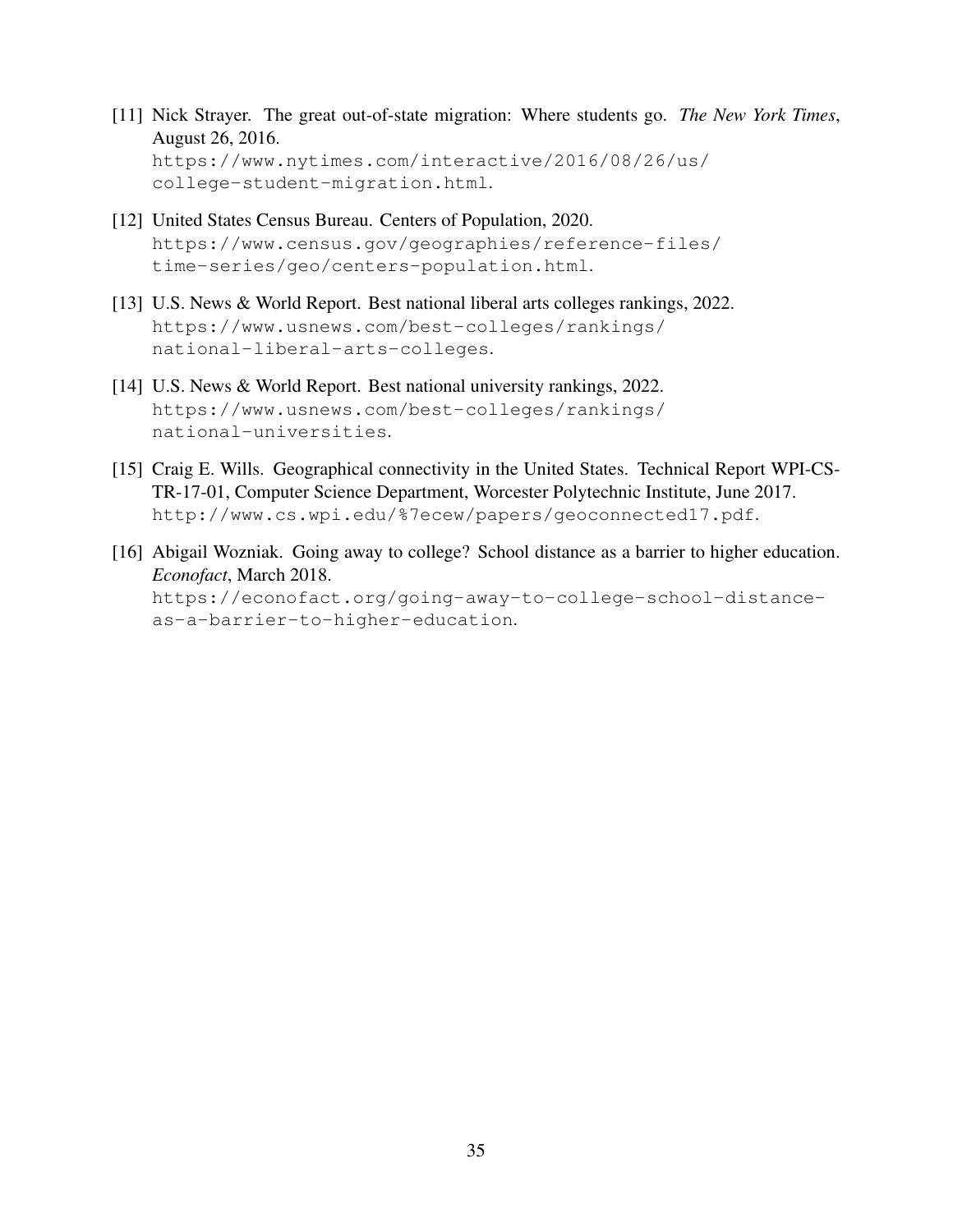[11] Nick Strayer. The great out-of-state migration: Where students go. *The New York Times*, August 26, 2016. https://www.nytimes.com/interactive/2016/08/26/us/college-student-migration.html.

[12] United States Census Bureau. Centers of Population, 2020. https://www.census.gov/geographies/reference-files/time-series/geo/centers-population.html.

[13] U.S. News & World Report. Best national liberal arts colleges rankings, 2022. https://www.usnews.com/best-colleges/rankings/national-liberal-arts-colleges.

[14] U.S. News & World Report. Best national university rankings, 2022. https://www.usnews.com/best-colleges/rankings/national-universities.

[15] Craig E. Wills. Geographical connectivity in the United States. Technical Report WPI-CS-TR-17-01, Computer Science Department, Worcester Polytechnic Institute, June 2017. http://www.cs.wpi.edu/%7ecew/papers/geoconnected17.pdf.

[16] Abigail Wozniak. Going away to college? School distance as a barrier to higher education. *Econofact*, March 2018. https://econofact.org/going-away-to-college-school-distance-as-a-barrier-to-higher-education.